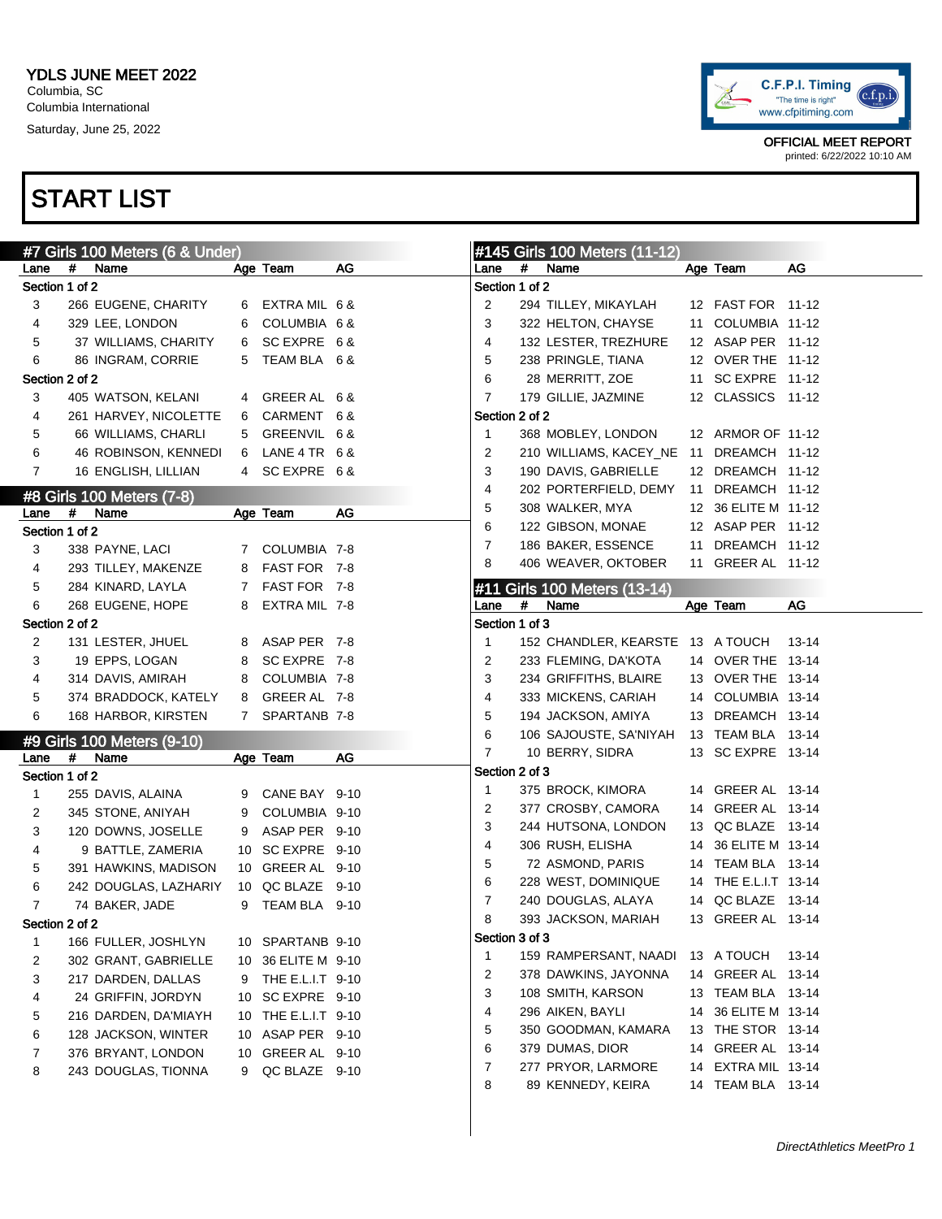**YDLS JUNE MEET 2022**
Columbia, SC
Columbia International
Saturday, June 25, 2022

C.F.P.I. Timing
"The time is right"
www.cfpitiming.com

OFFICIAL MEET REPORT
printed: 6/22/2022 10:10 AM

# START LIST

## #7 Girls 100 Meters (6 & Under)

| Lane | # | Name | Age | Team | AG |
|---|---|---|---|---|---|
| **Section 1 of 2** | | | | | |
| 3 | 266 | EUGENE, CHARITY | 6 | EXTRA MIL | 6 & |
| 4 | 329 | LEE, LONDON | 6 | COLUMBIA | 6 & |
| 5 | 37 | WILLIAMS, CHARITY | 6 | SC EXPRE | 6 & |
| 6 | 86 | INGRAM, CORRIE | 5 | TEAM BLA | 6 & |
| **Section 2 of 2** | | | | | |
| 3 | 405 | WATSON, KELANI | 4 | GREER AL | 6 & |
| 4 | 261 | HARVEY, NICOLETTE | 6 | CARMENT | 6 & |
| 5 | 66 | WILLIAMS, CHARLI | 5 | GREENVIL | 6 & |
| 6 | 46 | ROBINSON, KENNEDI | 6 | LANE 4 TR | 6 & |
| 7 | 16 | ENGLISH, LILLIAN | 4 | SC EXPRE | 6 & |

## #8 Girls 100 Meters (7-8)

| Lane | # | Name | Age | Team | AG |
|---|---|---|---|---|---|
| **Section 1 of 2** | | | | | |
| 3 | 338 | PAYNE, LACI | 7 | COLUMBIA | 7-8 |
| 4 | 293 | TILLEY, MAKENZE | 8 | FAST FOR | 7-8 |
| 5 | 284 | KINARD, LAYLA | 7 | FAST FOR | 7-8 |
| 6 | 268 | EUGENE, HOPE | 8 | EXTRA MIL | 7-8 |
| **Section 2 of 2** | | | | | |
| 2 | 131 | LESTER, JHUEL | 8 | ASAP PER | 7-8 |
| 3 | 19 | EPPS, LOGAN | 8 | SC EXPRE | 7-8 |
| 4 | 314 | DAVIS, AMIRAH | 8 | COLUMBIA | 7-8 |
| 5 | 374 | BRADDOCK, KATELY | 8 | GREER AL | 7-8 |
| 6 | 168 | HARBOR, KIRSTEN | 7 | SPARTANB | 7-8 |

## #9 Girls 100 Meters (9-10)

| Lane | # | Name | Age | Team | AG |
|---|---|---|---|---|---|
| **Section 1 of 2** | | | | | |
| 1 | 255 | DAVIS, ALAINA | 9 | CANE BAY | 9-10 |
| 2 | 345 | STONE, ANIYAH | 9 | COLUMBIA | 9-10 |
| 3 | 120 | DOWNS, JOSELLE | 9 | ASAP PER | 9-10 |
| 4 | 9 | BATTLE, ZAMERIA | 10 | SC EXPRE | 9-10 |
| 5 | 391 | HAWKINS, MADISON | 10 | GREER AL | 9-10 |
| 6 | 242 | DOUGLAS, LAZHARIY | 10 | QC BLAZE | 9-10 |
| 7 | 74 | BAKER, JADE | 9 | TEAM BLA | 9-10 |
| **Section 2 of 2** | | | | | |
| 1 | 166 | FULLER, JOSHLYN | 10 | SPARTANB | 9-10 |
| 2 | 302 | GRANT, GABRIELLE | 10 | 36 ELITE M | 9-10 |
| 3 | 217 | DARDEN, DALLAS | 9 | THE E.L.I.T | 9-10 |
| 4 | 24 | GRIFFIN, JORDYN | 10 | SC EXPRE | 9-10 |
| 5 | 216 | DARDEN, DA'MIAYH | 10 | THE E.L.I.T | 9-10 |
| 6 | 128 | JACKSON, WINTER | 10 | ASAP PER | 9-10 |
| 7 | 376 | BRYANT, LONDON | 10 | GREER AL | 9-10 |
| 8 | 243 | DOUGLAS, TIONNA | 9 | QC BLAZE | 9-10 |

## #145 Girls 100 Meters (11-12)

| Lane | # | Name | Age | Team | AG |
|---|---|---|---|---|---|
| **Section 1 of 2** | | | | | |
| 2 | 294 | TILLEY, MIKAYLAH | 12 | FAST FOR | 11-12 |
| 3 | 322 | HELTON, CHAYSE | 11 | COLUMBIA | 11-12 |
| 4 | 132 | LESTER, TREZHURE | 12 | ASAP PER | 11-12 |
| 5 | 238 | PRINGLE, TIANA | 12 | OVER THE | 11-12 |
| 6 | 28 | MERRITT, ZOE | 11 | SC EXPRE | 11-12 |
| 7 | 179 | GILLIE, JAZMINE | 12 | CLASSICS | 11-12 |
| **Section 2 of 2** | | | | | |
| 1 | 368 | MOBLEY, LONDON | 12 | ARMOR OF | 11-12 |
| 2 | 210 | WILLIAMS, KACEY_NE | 11 | DREAMCH | 11-12 |
| 3 | 190 | DAVIS, GABRIELLE | 12 | DREAMCH | 11-12 |
| 4 | 202 | PORTERFIELD, DEMY | 11 | DREAMCH | 11-12 |
| 5 | 308 | WALKER, MYA | 12 | 36 ELITE M | 11-12 |
| 6 | 122 | GIBSON, MONAE | 12 | ASAP PER | 11-12 |
| 7 | 186 | BAKER, ESSENCE | 11 | DREAMCH | 11-12 |
| 8 | 406 | WEAVER, OKTOBER | 11 | GREER AL | 11-12 |

## #11 Girls 100 Meters (13-14)

| Lane | # | Name | Age | Team | AG |
|---|---|---|---|---|---|
| **Section 1 of 3** | | | | | |
| 1 | 152 | CHANDLER, KEARSTE | 13 | A TOUCH | 13-14 |
| 2 | 233 | FLEMING, DA'KOTA | 14 | OVER THE | 13-14 |
| 3 | 234 | GRIFFITHS, BLAIRE | 13 | OVER THE | 13-14 |
| 4 | 333 | MICKENS, CARIAH | 14 | COLUMBIA | 13-14 |
| 5 | 194 | JACKSON, AMIYA | 13 | DREAMCH | 13-14 |
| 6 | 106 | SAJOUSTE, SA'NIYAH | 13 | TEAM BLA | 13-14 |
| 7 | 10 | BERRY, SIDRA | 13 | SC EXPRE | 13-14 |
| **Section 2 of 3** | | | | | |
| 1 | 375 | BROCK, KIMORA | 14 | GREER AL | 13-14 |
| 2 | 377 | CROSBY, CAMORA | 14 | GREER AL | 13-14 |
| 3 | 244 | HUTSONA, LONDON | 13 | QC BLAZE | 13-14 |
| 4 | 306 | RUSH, ELISHA | 14 | 36 ELITE M | 13-14 |
| 5 | 72 | ASMOND, PARIS | 14 | TEAM BLA | 13-14 |
| 6 | 228 | WEST, DOMINIQUE | 14 | THE E.L.I.T | 13-14 |
| 7 | 240 | DOUGLAS, ALAYA | 14 | QC BLAZE | 13-14 |
| 8 | 393 | JACKSON, MARIAH | 13 | GREER AL | 13-14 |
| **Section 3 of 3** | | | | | |
| 1 | 159 | RAMPERSANT, NAADI | 13 | A TOUCH | 13-14 |
| 2 | 378 | DAWKINS, JAYONNA | 14 | GREER AL | 13-14 |
| 3 | 108 | SMITH, KARSON | 13 | TEAM BLA | 13-14 |
| 4 | 296 | AIKEN, BAYLI | 14 | 36 ELITE M | 13-14 |
| 5 | 350 | GOODMAN, KAMARA | 13 | THE STOR | 13-14 |
| 6 | 379 | DUMAS, DIOR | 14 | GREER AL | 13-14 |
| 7 | 277 | PRYOR, LARMORE | 14 | EXTRA MIL | 13-14 |
| 8 | 89 | KENNEDY, KEIRA | 14 | TEAM BLA | 13-14 |

*DirectAthletics MeetPro 1*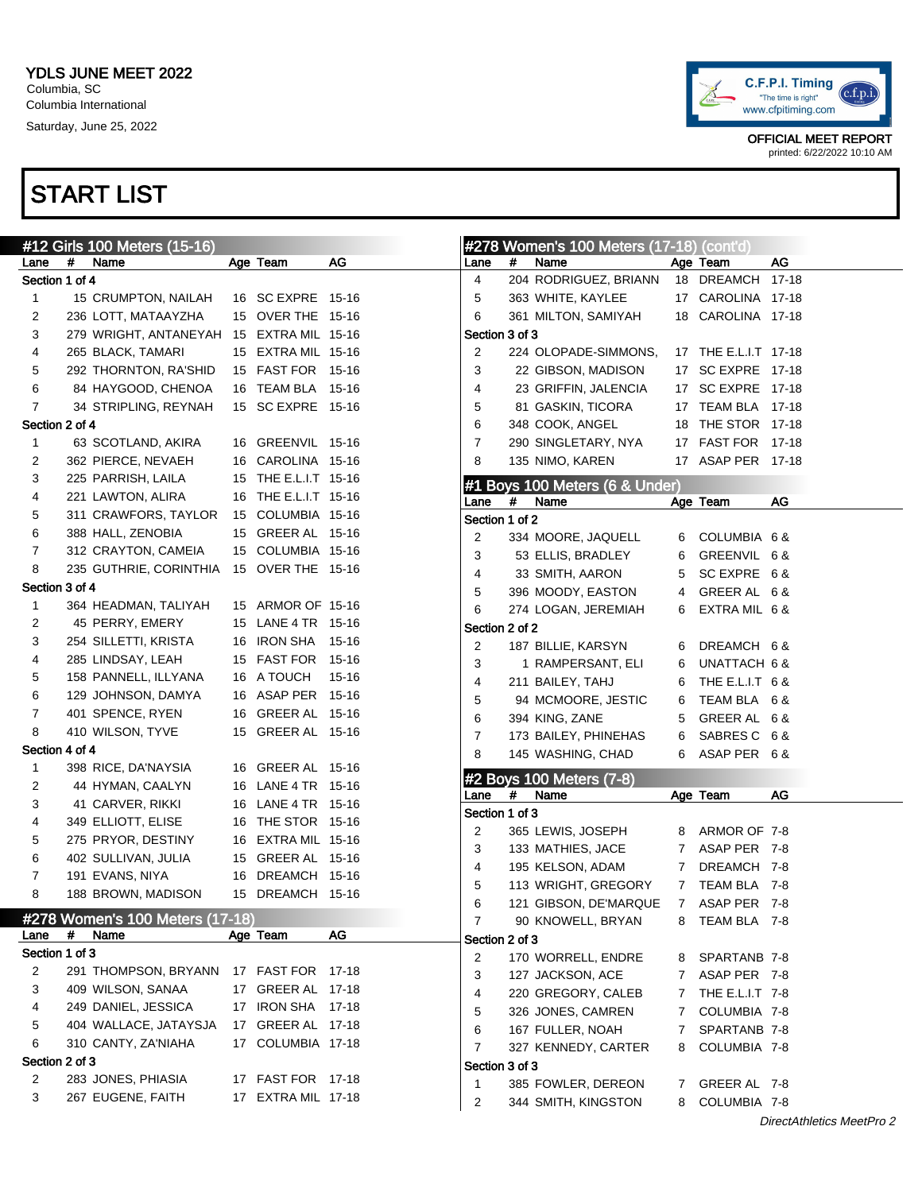YDLS JUNE MEET 2022
Columbia, SC
Columbia International
Saturday, June 25, 2022

C.F.P.I. Timing
"The time is right"
www.cfpitiming.com

OFFICIAL MEET REPORT
printed: 6/22/2022 10:10 AM

# START LIST

## #12 Girls 100 Meters (15-16)

| Lane | # | Name | Age | Team | AG |
|---|---|---|---|---|---|
| **Section 1 of 4** | | | | | |
| 1 | 15 | CRUMPTON, NAILAH | 16 | SC EXPRE | 15-16 |
| 2 | 236 | LOTT, MATAAYZHA | 15 | OVER THE | 15-16 |
| 3 | 279 | WRIGHT, ANTANEYAH | 15 | EXTRA MIL | 15-16 |
| 4 | 265 | BLACK, TAMARI | 15 | EXTRA MIL | 15-16 |
| 5 | 292 | THORNTON, RA'SHID | 15 | FAST FOR | 15-16 |
| 6 | 84 | HAYGOOD, CHENOA | 16 | TEAM BLA | 15-16 |
| 7 | 34 | STRIPLING, REYNAH | 15 | SC EXPRE | 15-16 |
| **Section 2 of 4** | | | | | |
| 1 | 63 | SCOTLAND, AKIRA | 16 | GREENVIL | 15-16 |
| 2 | 362 | PIERCE, NEVAEH | 16 | CAROLINA | 15-16 |
| 3 | 225 | PARRISH, LAILA | 15 | THE E.L.I.T | 15-16 |
| 4 | 221 | LAWTON, ALIRA | 16 | THE E.L.I.T | 15-16 |
| 5 | 311 | CRAWFORS, TAYLOR | 15 | COLUMBIA | 15-16 |
| 6 | 388 | HALL, ZENOBIA | 15 | GREER AL | 15-16 |
| 7 | 312 | CRAYTON, CAMEIA | 15 | COLUMBIA | 15-16 |
| 8 | 235 | GUTHRIE, CORINTHIA | 15 | OVER THE | 15-16 |
| **Section 3 of 4** | | | | | |
| 1 | 364 | HEADMAN, TALIYAH | 15 | ARMOR OF | 15-16 |
| 2 | 45 | PERRY, EMERY | 15 | LANE 4 TR | 15-16 |
| 3 | 254 | SILLETTI, KRISTA | 16 | IRON SHA | 15-16 |
| 4 | 285 | LINDSAY, LEAH | 15 | FAST FOR | 15-16 |
| 5 | 158 | PANNELL, ILLYANA | 16 | A TOUCH | 15-16 |
| 6 | 129 | JOHNSON, DAMYA | 16 | ASAP PER | 15-16 |
| 7 | 401 | SPENCE, RYEN | 16 | GREER AL | 15-16 |
| 8 | 410 | WILSON, TYVE | 15 | GREER AL | 15-16 |
| **Section 4 of 4** | | | | | |
| 1 | 398 | RICE, DA'NAYSIA | 16 | GREER AL | 15-16 |
| 2 | 44 | HYMAN, CAALYN | 16 | LANE 4 TR | 15-16 |
| 3 | 41 | CARVER, RIKKI | 16 | LANE 4 TR | 15-16 |
| 4 | 349 | ELLIOTT, ELISE | 16 | THE STOR | 15-16 |
| 5 | 275 | PRYOR, DESTINY | 16 | EXTRA MIL | 15-16 |
| 6 | 402 | SULLIVAN, JULIA | 15 | GREER AL | 15-16 |
| 7 | 191 | EVANS, NIYA | 16 | DREAMCH | 15-16 |
| 8 | 188 | BROWN, MADISON | 15 | DREAMCH | 15-16 |

## #278 Women's 100 Meters (17-18)

| Lane | # | Name | Age | Team | AG |
|---|---|---|---|---|---|
| **Section 1 of 3** | | | | | |
| 2 | 291 | THOMPSON, BRYANN | 17 | FAST FOR | 17-18 |
| 3 | 409 | WILSON, SANAA | 17 | GREER AL | 17-18 |
| 4 | 249 | DANIEL, JESSICA | 17 | IRON SHA | 17-18 |
| 5 | 404 | WALLACE, JATAYSJA | 17 | GREER AL | 17-18 |
| 6 | 310 | CANTY, ZA'NIAHA | 17 | COLUMBIA | 17-18 |
| **Section 2 of 3** | | | | | |
| 2 | 283 | JONES, PHIASIA | 17 | FAST FOR | 17-18 |
| 3 | 267 | EUGENE, FAITH | 17 | EXTRA MIL | 17-18 |
| 4 | 204 | RODRIGUEZ, BRIANN | 18 | DREAMCH | 17-18 |
| 5 | 363 | WHITE, KAYLEE | 17 | CAROLINA | 17-18 |
| 6 | 361 | MILTON, SAMIYAH | 18 | CAROLINA | 17-18 |
| **Section 3 of 3** | | | | | |
| 2 | 224 | OLOPADE-SIMMONS, | 17 | THE E.L.I.T | 17-18 |
| 3 | 22 | GIBSON, MADISON | 17 | SC EXPRE | 17-18 |
| 4 | 23 | GRIFFIN, JALENCIA | 17 | SC EXPRE | 17-18 |
| 5 | 81 | GASKIN, TICORA | 17 | TEAM BLA | 17-18 |
| 6 | 348 | COOK, ANGEL | 18 | THE STOR | 17-18 |
| 7 | 290 | SINGLETARY, NYA | 17 | FAST FOR | 17-18 |
| 8 | 135 | NIMO, KAREN | 17 | ASAP PER | 17-18 |

## #1 Boys 100 Meters (6 & Under)

| Lane | # | Name | Age | Team | AG |
|---|---|---|---|---|---|
| **Section 1 of 2** | | | | | |
| 2 | 334 | MOORE, JAQUELL | 6 | COLUMBIA | 6 & |
| 3 | 53 | ELLIS, BRADLEY | 6 | GREENVIL | 6 & |
| 4 | 33 | SMITH, AARON | 5 | SC EXPRE | 6 & |
| 5 | 396 | MOODY, EASTON | 4 | GREER AL | 6 & |
| 6 | 274 | LOGAN, JEREMIAH | 6 | EXTRA MIL | 6 & |
| **Section 2 of 2** | | | | | |
| 2 | 187 | BILLIE, KARSYN | 6 | DREAMCH | 6 & |
| 3 | 1 | RAMPERSANT, ELI | 6 | UNATTACH | 6 & |
| 4 | 211 | BAILEY, TAHJ | 6 | THE E.L.I.T | 6 & |
| 5 | 94 | MCMOORE, JESTIC | 6 | TEAM BLA | 6 & |
| 6 | 394 | KING, ZANE | 5 | GREER AL | 6 & |
| 7 | 173 | BAILEY, PHINEHAS | 6 | SABRES C | 6 & |
| 8 | 145 | WASHING, CHAD | 6 | ASAP PER | 6 & |

## #2 Boys 100 Meters (7-8)

| Lane | # | Name | Age | Team | AG |
|---|---|---|---|---|---|
| **Section 1 of 3** | | | | | |
| 2 | 365 | LEWIS, JOSEPH | 8 | ARMOR OF | 7-8 |
| 3 | 133 | MATHIES, JACE | 7 | ASAP PER | 7-8 |
| 4 | 195 | KELSON, ADAM | 7 | DREAMCH | 7-8 |
| 5 | 113 | WRIGHT, GREGORY | 7 | TEAM BLA | 7-8 |
| 6 | 121 | GIBSON, DE'MARQUE | 7 | ASAP PER | 7-8 |
| 7 | 90 | KNOWELL, BRYAN | 8 | TEAM BLA | 7-8 |
| **Section 2 of 3** | | | | | |
| 2 | 170 | WORRELL, ENDRE | 8 | SPARTANB | 7-8 |
| 3 | 127 | JACKSON, ACE | 7 | ASAP PER | 7-8 |
| 4 | 220 | GREGORY, CALEB | 7 | THE E.L.I.T | 7-8 |
| 5 | 326 | JONES, CAMREN | 7 | COLUMBIA | 7-8 |
| 6 | 167 | FULLER, NOAH | 7 | SPARTANB | 7-8 |
| 7 | 327 | KENNEDY, CARTER | 8 | COLUMBIA | 7-8 |
| **Section 3 of 3** | | | | | |
| 1 | 385 | FOWLER, DEREON | 7 | GREER AL | 7-8 |
| 2 | 344 | SMITH, KINGSTON | 8 | COLUMBIA | 7-8 |

*DirectAthletics MeetPro 2*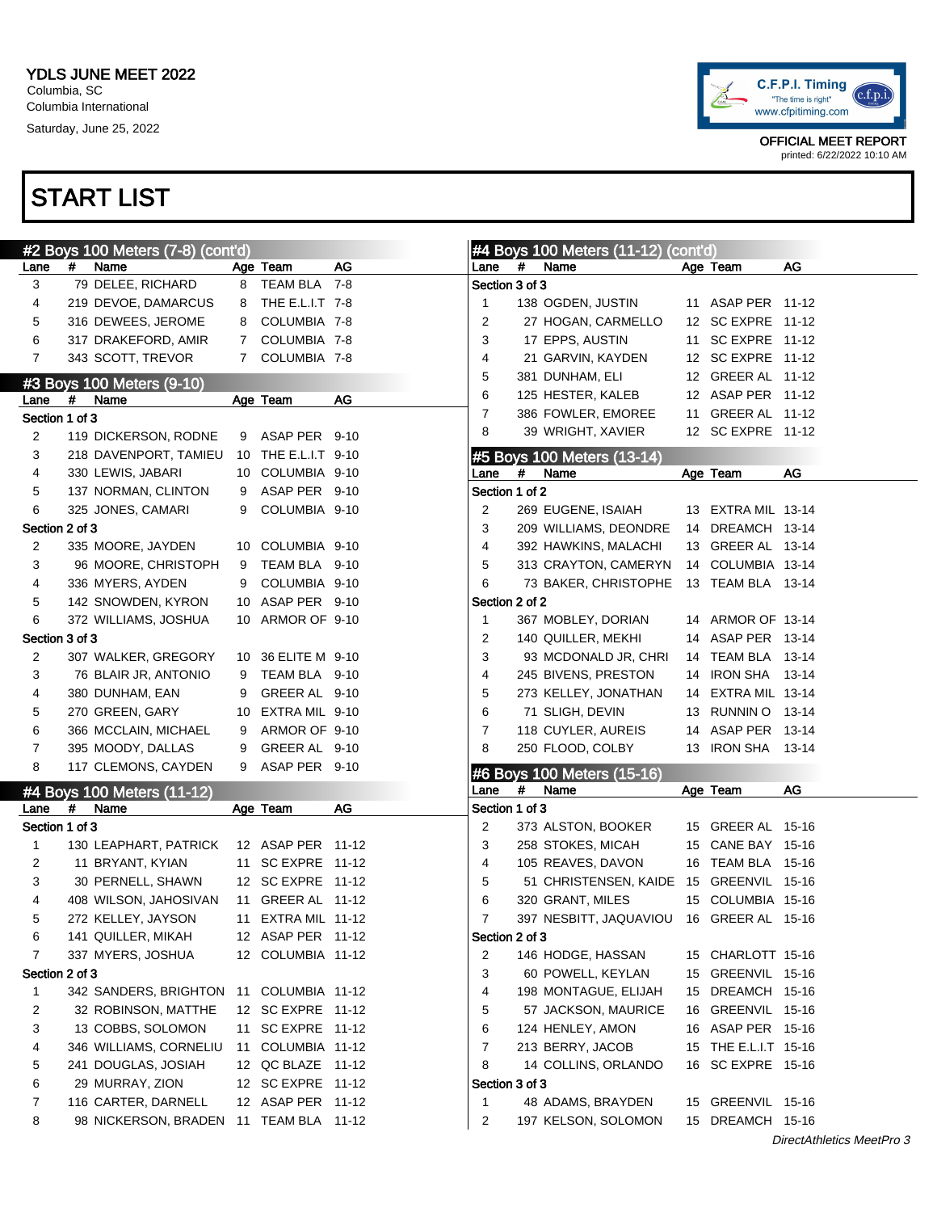YDLS JUNE MEET 2022
Columbia, SC
Columbia International
Saturday, June 25, 2022

C.F.P.I. Timing
"The time is right"
www.cfpitiming.com

OFFICIAL MEET REPORT
printed: 6/22/2022 10:10 AM

# START LIST

## #2 Boys 100 Meters (7-8) (cont'd)

| Lane | # | Name | Age | Team | AG |
|---|---|---|---|---|---|
| 3 | 79 | DELEE, RICHARD | 8 | TEAM BLA | 7-8 |
| 4 | 219 | DEVOE, DAMARCUS | 8 | THE E.L.I.T | 7-8 |
| 5 | 316 | DEWEES, JEROME | 8 | COLUMBIA | 7-8 |
| 6 | 317 | DRAKEFORD, AMIR | 7 | COLUMBIA | 7-8 |
| 7 | 343 | SCOTT, TREVOR | 7 | COLUMBIA | 7-8 |

## #3 Boys 100 Meters (9-10)

| Lane | # | Name | Age | Team | AG |
|---|---|---|---|---|---|
| **Section 1 of 3** | | | | | |
| 2 | 119 | DICKERSON, RODNE | 9 | ASAP PER | 9-10 |
| 3 | 218 | DAVENPORT, TAMIEU | 10 | THE E.L.I.T | 9-10 |
| 4 | 330 | LEWIS, JABARI | 10 | COLUMBIA | 9-10 |
| 5 | 137 | NORMAN, CLINTON | 9 | ASAP PER | 9-10 |
| 6 | 325 | JONES, CAMARI | 9 | COLUMBIA | 9-10 |
| **Section 2 of 3** | | | | | |
| 2 | 335 | MOORE, JAYDEN | 10 | COLUMBIA | 9-10 |
| 3 | 96 | MOORE, CHRISTOPH | 9 | TEAM BLA | 9-10 |
| 4 | 336 | MYERS, AYDEN | 9 | COLUMBIA | 9-10 |
| 5 | 142 | SNOWDEN, KYRON | 10 | ASAP PER | 9-10 |
| 6 | 372 | WILLIAMS, JOSHUA | 10 | ARMOR OF | 9-10 |
| **Section 3 of 3** | | | | | |
| 2 | 307 | WALKER, GREGORY | 10 | 36 ELITE M | 9-10 |
| 3 | 76 | BLAIR JR, ANTONIO | 9 | TEAM BLA | 9-10 |
| 4 | 380 | DUNHAM, EAN | 9 | GREER AL | 9-10 |
| 5 | 270 | GREEN, GARY | 10 | EXTRA MIL | 9-10 |
| 6 | 366 | MCCLAIN, MICHAEL | 9 | ARMOR OF | 9-10 |
| 7 | 395 | MOODY, DALLAS | 9 | GREER AL | 9-10 |
| 8 | 117 | CLEMONS, CAYDEN | 9 | ASAP PER | 9-10 |

## #4 Boys 100 Meters (11-12)

| Lane | # | Name | Age | Team | AG |
|---|---|---|---|---|---|
| **Section 1 of 3** | | | | | |
| 1 | 130 | LEAPHART, PATRICK | 12 | ASAP PER | 11-12 |
| 2 | 11 | BRYANT, KYIAN | 11 | SC EXPRE | 11-12 |
| 3 | 30 | PERNELL, SHAWN | 12 | SC EXPRE | 11-12 |
| 4 | 408 | WILSON, JAHOSIVAN | 11 | GREER AL | 11-12 |
| 5 | 272 | KELLEY, JAYSON | 11 | EXTRA MIL | 11-12 |
| 6 | 141 | QUILLER, MIKAH | 12 | ASAP PER | 11-12 |
| 7 | 337 | MYERS, JOSHUA | 12 | COLUMBIA | 11-12 |
| **Section 2 of 3** | | | | | |
| 1 | 342 | SANDERS, BRIGHTON | 11 | COLUMBIA | 11-12 |
| 2 | 32 | ROBINSON, MATTHE | 12 | SC EXPRE | 11-12 |
| 3 | 13 | COBBS, SOLOMON | 11 | SC EXPRE | 11-12 |
| 4 | 346 | WILLIAMS, CORNELIU | 11 | COLUMBIA | 11-12 |
| 5 | 241 | DOUGLAS, JOSIAH | 12 | QC BLAZE | 11-12 |
| 6 | 29 | MURRAY, ZION | 12 | SC EXPRE | 11-12 |
| 7 | 116 | CARTER, DARNELL | 12 | ASAP PER | 11-12 |
| 8 | 98 | NICKERSON, BRADEN | 11 | TEAM BLA | 11-12 |

## #4 Boys 100 Meters (11-12) (cont'd)

| Lane | # | Name | Age | Team | AG |
|---|---|---|---|---|---|
| **Section 3 of 3** | | | | | |
| 1 | 138 | OGDEN, JUSTIN | 11 | ASAP PER | 11-12 |
| 2 | 27 | HOGAN, CARMELLO | 12 | SC EXPRE | 11-12 |
| 3 | 17 | EPPS, AUSTIN | 11 | SC EXPRE | 11-12 |
| 4 | 21 | GARVIN, KAYDEN | 12 | SC EXPRE | 11-12 |
| 5 | 381 | DUNHAM, ELI | 12 | GREER AL | 11-12 |
| 6 | 125 | HESTER, KALEB | 12 | ASAP PER | 11-12 |
| 7 | 386 | FOWLER, EMOREE | 11 | GREER AL | 11-12 |
| 8 | 39 | WRIGHT, XAVIER | 12 | SC EXPRE | 11-12 |

## #5 Boys 100 Meters (13-14)

| Lane | # | Name | Age | Team | AG |
|---|---|---|---|---|---|
| **Section 1 of 2** | | | | | |
| 2 | 269 | EUGENE, ISAIAH | 13 | EXTRA MIL | 13-14 |
| 3 | 209 | WILLIAMS, DEONDRE | 14 | DREAMCH | 13-14 |
| 4 | 392 | HAWKINS, MALACHI | 13 | GREER AL | 13-14 |
| 5 | 313 | CRAYTON, CAMERYN | 14 | COLUMBIA | 13-14 |
| 6 | 73 | BAKER, CHRISTOPHE | 13 | TEAM BLA | 13-14 |
| **Section 2 of 2** | | | | | |
| 1 | 367 | MOBLEY, DORIAN | 14 | ARMOR OF | 13-14 |
| 2 | 140 | QUILLER, MEKHI | 14 | ASAP PER | 13-14 |
| 3 | 93 | MCDONALD JR, CHRI | 14 | TEAM BLA | 13-14 |
| 4 | 245 | BIVENS, PRESTON | 14 | IRON SHA | 13-14 |
| 5 | 273 | KELLEY, JONATHAN | 14 | EXTRA MIL | 13-14 |
| 6 | 71 | SLIGH, DEVIN | 13 | RUNNIN O | 13-14 |
| 7 | 118 | CUYLER, AUREIS | 14 | ASAP PER | 13-14 |
| 8 | 250 | FLOOD, COLBY | 13 | IRON SHA | 13-14 |

## #6 Boys 100 Meters (15-16)

| Lane | # | Name | Age | Team | AG |
|---|---|---|---|---|---|
| **Section 1 of 3** | | | | | |
| 2 | 373 | ALSTON, BOOKER | 15 | GREER AL | 15-16 |
| 3 | 258 | STOKES, MICAH | 15 | CANE BAY | 15-16 |
| 4 | 105 | REAVES, DAVON | 16 | TEAM BLA | 15-16 |
| 5 | 51 | CHRISTENSEN, KAIDE | 15 | GREENVIL | 15-16 |
| 6 | 320 | GRANT, MILES | 15 | COLUMBIA | 15-16 |
| 7 | 397 | NESBITT, JAQUAVIOU | 16 | GREER AL | 15-16 |
| **Section 2 of 3** | | | | | |
| 2 | 146 | HODGE, HASSAN | 15 | CHARLOTT | 15-16 |
| 3 | 60 | POWELL, KEYLAN | 15 | GREENVIL | 15-16 |
| 4 | 198 | MONTAGUE, ELIJAH | 15 | DREAMCH | 15-16 |
| 5 | 57 | JACKSON, MAURICE | 16 | GREENVIL | 15-16 |
| 6 | 124 | HENLEY, AMON | 16 | ASAP PER | 15-16 |
| 7 | 213 | BERRY, JACOB | 15 | THE E.L.I.T | 15-16 |
| 8 | 14 | COLLINS, ORLANDO | 16 | SC EXPRE | 15-16 |
| **Section 3 of 3** | | | | | |
| 1 | 48 | ADAMS, BRAYDEN | 15 | GREENVIL | 15-16 |
| 2 | 197 | KELSON, SOLOMON | 15 | DREAMCH | 15-16 |

*DirectAthletics MeetPro 3*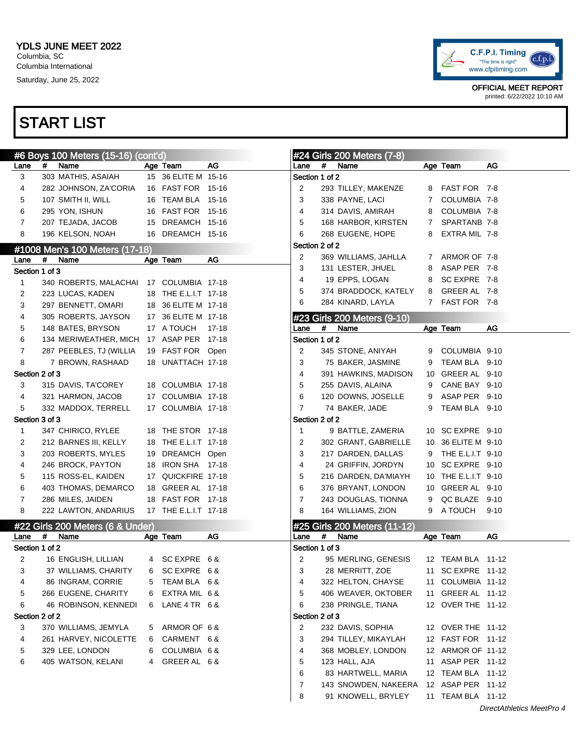YDLS JUNE MEET 2022
Columbia, SC
Columbia International
Saturday, June 25, 2022

OFFICIAL MEET REPORT
printed: 6/22/2022 10:10 AM

# START LIST

## #6 Boys 100 Meters (15-16) (cont'd)

| Lane | # | Name | Age | Team | AG |
|---|---|---|---|---|---|
| 3 | 303 | MATHIS, ASAIAH | 15 | 36 ELITE M | 15-16 |
| 4 | 282 | JOHNSON, ZA'CORIA | 16 | FAST FOR | 15-16 |
| 5 | 107 | SMITH II, WILL | 16 | TEAM BLA | 15-16 |
| 6 | 295 | YON, ISHUN | 16 | FAST FOR | 15-16 |
| 7 | 207 | TEJADA, JACOB | 15 | DREAMCH | 15-16 |
| 8 | 196 | KELSON, NOAH | 16 | DREAMCH | 15-16 |

## #1008 Men's 100 Meters (17-18)

| Lane | # | Name | Age | Team | AG |
|---|---|---|---|---|---|
| Section 1 of 3 | | | | | |
| 1 | 340 | ROBERTS, MALACHAI | 17 | COLUMBIA | 17-18 |
| 2 | 223 | LUCAS, KADEN | 18 | THE E.L.I.T | 17-18 |
| 3 | 297 | BENNETT, OMARI | 18 | 36 ELITE M | 17-18 |
| 4 | 305 | ROBERTS, JAYSON | 17 | 36 ELITE M | 17-18 |
| 5 | 148 | BATES, BRYSON | 17 | A TOUCH | 17-18 |
| 6 | 134 | MERIWEATHER, MICH | 17 | ASAP PER | 17-18 |
| 7 | 287 | PEEBLES, TJ (WILLIA | 19 | FAST FOR | Open |
| 8 | 7 | BROWN, RASHAAD | 18 | UNATTACH | 17-18 |
| Section 2 of 3 | | | | | |
| 3 | 315 | DAVIS, TA'COREY | 18 | COLUMBIA | 17-18 |
| 4 | 321 | HARMON, JACOB | 17 | COLUMBIA | 17-18 |
| 5 | 332 | MADDOX, TERRELL | 17 | COLUMBIA | 17-18 |
| Section 3 of 3 | | | | | |
| 1 | 347 | CHIRICO, RYLEE | 18 | THE STOR | 17-18 |
| 2 | 212 | BARNES III, KELLY | 18 | THE E.L.I.T | 17-18 |
| 3 | 203 | ROBERTS, MYLES | 19 | DREAMCH | Open |
| 4 | 246 | BROCK, PAYTON | 18 | IRON SHA | 17-18 |
| 5 | 115 | ROSS-EL, KAIDEN | 17 | QUICKFIRE | 17-18 |
| 6 | 403 | THOMAS, DEMARCO | 18 | GREER AL | 17-18 |
| 7 | 286 | MILES, JAIDEN | 18 | FAST FOR | 17-18 |
| 8 | 222 | LAWTON, ANDARIUS | 17 | THE E.L.I.T | 17-18 |

## #22 Girls 200 Meters (6 & Under)

| Lane | # | Name | Age | Team | AG |
|---|---|---|---|---|---|
| Section 1 of 2 | | | | | |
| 2 | 16 | ENGLISH, LILLIAN | 4 | SC EXPRE | 6 & |
| 3 | 37 | WILLIAMS, CHARITY | 6 | SC EXPRE | 6 & |
| 4 | 86 | INGRAM, CORRIE | 5 | TEAM BLA | 6 & |
| 5 | 266 | EUGENE, CHARITY | 6 | EXTRA MIL | 6 & |
| 6 | 46 | ROBINSON, KENNEDI | 6 | LANE 4 TR | 6 & |
| Section 2 of 2 | | | | | |
| 3 | 370 | WILLIAMS, JEMYLA | 5 | ARMOR OF | 6 & |
| 4 | 261 | HARVEY, NICOLETTE | 6 | CARMENT | 6 & |
| 5 | 329 | LEE, LONDON | 6 | COLUMBIA | 6 & |
| 6 | 405 | WATSON, KELANI | 4 | GREER AL | 6 & |

## #24 Girls 200 Meters (7-8)

| Lane | # | Name | Age | Team | AG |
|---|---|---|---|---|---|
| Section 1 of 2 | | | | | |
| 2 | 293 | TILLEY, MAKENZE | 8 | FAST FOR | 7-8 |
| 3 | 338 | PAYNE, LACI | 7 | COLUMBIA | 7-8 |
| 4 | 314 | DAVIS, AMIRAH | 8 | COLUMBIA | 7-8 |
| 5 | 168 | HARBOR, KIRSTEN | 7 | SPARTANB | 7-8 |
| 6 | 268 | EUGENE, HOPE | 8 | EXTRA MIL | 7-8 |
| Section 2 of 2 | | | | | |
| 2 | 369 | WILLIAMS, JAHLLA | 7 | ARMOR OF | 7-8 |
| 3 | 131 | LESTER, JHUEL | 8 | ASAP PER | 7-8 |
| 4 | 19 | EPPS, LOGAN | 8 | SC EXPRE | 7-8 |
| 5 | 374 | BRADDOCK, KATELY | 8 | GREER AL | 7-8 |
| 6 | 284 | KINARD, LAYLA | 7 | FAST FOR | 7-8 |

## #23 Girls 200 Meters (9-10)

| Lane | # | Name | Age | Team | AG |
|---|---|---|---|---|---|
| Section 1 of 2 | | | | | |
| 2 | 345 | STONE, ANIYAH | 9 | COLUMBIA | 9-10 |
| 3 | 75 | BAKER, JASMINE | 9 | TEAM BLA | 9-10 |
| 4 | 391 | HAWKINS, MADISON | 10 | GREER AL | 9-10 |
| 5 | 255 | DAVIS, ALAINA | 9 | CANE BAY | 9-10 |
| 6 | 120 | DOWNS, JOSELLE | 9 | ASAP PER | 9-10 |
| 7 | 74 | BAKER, JADE | 9 | TEAM BLA | 9-10 |
| Section 2 of 2 | | | | | |
| 1 | 9 | BATTLE, ZAMERIA | 10 | SC EXPRE | 9-10 |
| 2 | 302 | GRANT, GABRIELLE | 10 | 36 ELITE M | 9-10 |
| 3 | 217 | DARDEN, DALLAS | 9 | THE E.L.I.T | 9-10 |
| 4 | 24 | GRIFFIN, JORDYN | 10 | SC EXPRE | 9-10 |
| 5 | 216 | DARDEN, DA'MIAYH | 10 | THE E.L.I.T | 9-10 |
| 6 | 376 | BRYANT, LONDON | 10 | GREER AL | 9-10 |
| 7 | 243 | DOUGLAS, TIONNA | 9 | QC BLAZE | 9-10 |
| 8 | 164 | WILLIAMS, ZION | 9 | A TOUCH | 9-10 |

## #25 Girls 200 Meters (11-12)

| Lane | # | Name | Age | Team | AG |
|---|---|---|---|---|---|
| Section 1 of 3 | | | | | |
| 2 | 95 | MERLING, GENESIS | 12 | TEAM BLA | 11-12 |
| 3 | 28 | MERRITT, ZOE | 11 | SC EXPRE | 11-12 |
| 4 | 322 | HELTON, CHAYSE | 11 | COLUMBIA | 11-12 |
| 5 | 406 | WEAVER, OKTOBER | 11 | GREER AL | 11-12 |
| 6 | 238 | PRINGLE, TIANA | 12 | OVER THE | 11-12 |
| Section 2 of 3 | | | | | |
| 2 | 232 | DAVIS, SOPHIA | 12 | OVER THE | 11-12 |
| 3 | 294 | TILLEY, MIKAYLAH | 12 | FAST FOR | 11-12 |
| 4 | 368 | MOBLEY, LONDON | 12 | ARMOR OF | 11-12 |
| 5 | 123 | HALL, AJA | 11 | ASAP PER | 11-12 |
| 6 | 83 | HARTWELL, MARIA | 12 | TEAM BLA | 11-12 |
| 7 | 143 | SNOWDEN, NAKEERA | 12 | ASAP PER | 11-12 |
| 8 | 91 | KNOWELL, BRYLEY | 11 | TEAM BLA | 11-12 |

*DirectAthletics MeetPro 4*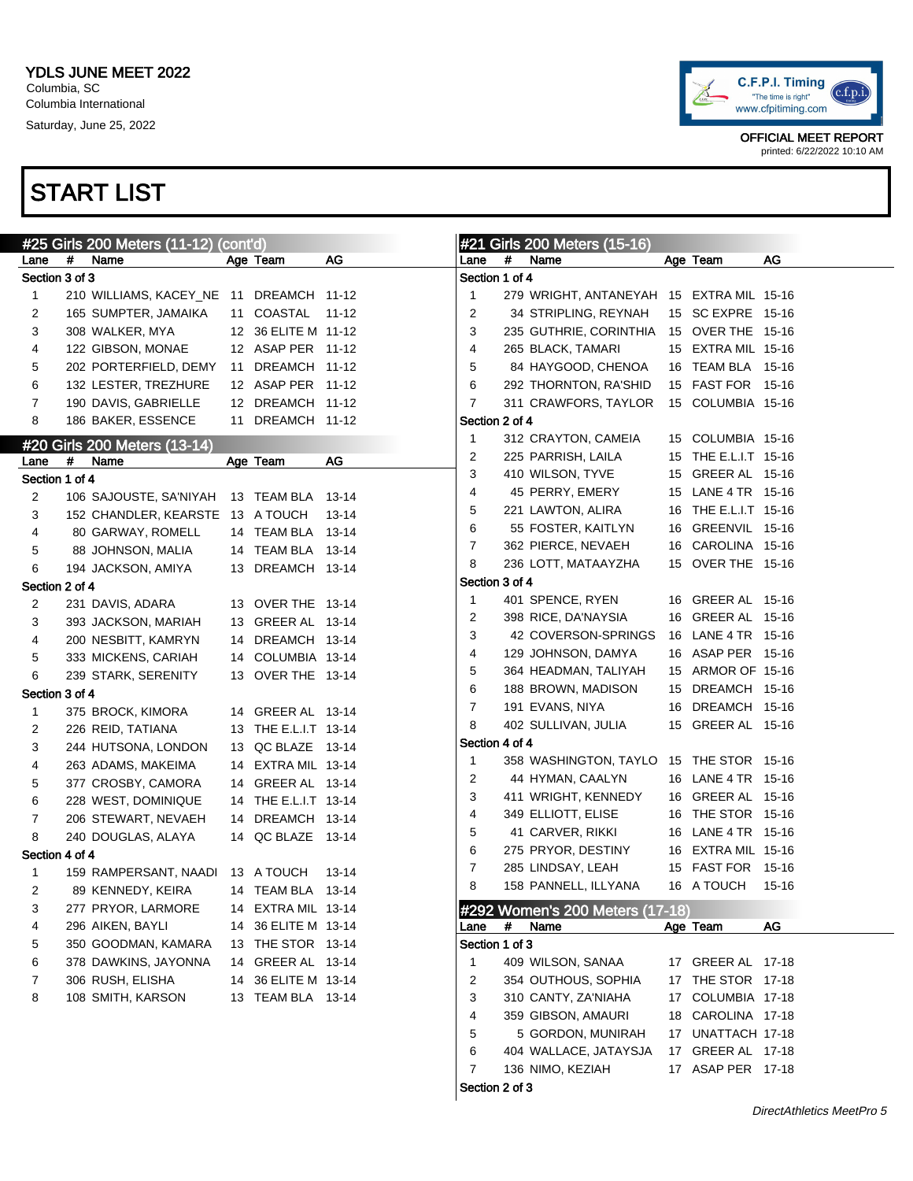YDLS JUNE MEET 2022
Columbia, SC
Columbia International
Saturday, June 25, 2022

C.F.P.I. Timing
"The time is right"
www.cfpitiming.com

OFFICIAL MEET REPORT
printed: 6/22/2022 10:10 AM

# START LIST

## #25 Girls 200 Meters (11-12) (cont'd)

| Lane | # | Name | Age | Team | AG |
|---|---|---|---|---|---|
| **Section 3 of 3** | | | | | |
| 1 | 210 | WILLIAMS, KACEY_NE | 11 | DREAMCH | 11-12 |
| 2 | 165 | SUMPTER, JAMAIKA | 11 | COASTAL | 11-12 |
| 3 | 308 | WALKER, MYA | 12 | 36 ELITE M | 11-12 |
| 4 | 122 | GIBSON, MONAE | 12 | ASAP PER | 11-12 |
| 5 | 202 | PORTERFIELD, DEMY | 11 | DREAMCH | 11-12 |
| 6 | 132 | LESTER, TREZHURE | 12 | ASAP PER | 11-12 |
| 7 | 190 | DAVIS, GABRIELLE | 12 | DREAMCH | 11-12 |
| 8 | 186 | BAKER, ESSENCE | 11 | DREAMCH | 11-12 |

## #20 Girls 200 Meters (13-14)

| Lane | # | Name | Age | Team | AG |
|---|---|---|---|---|---|
| **Section 1 of 4** | | | | | |
| 2 | 106 | SAJOUSTE, SA'NIYAH | 13 | TEAM BLA | 13-14 |
| 3 | 152 | CHANDLER, KEARSTE | 13 | A TOUCH | 13-14 |
| 4 | 80 | GARWAY, ROMELL | 14 | TEAM BLA | 13-14 |
| 5 | 88 | JOHNSON, MALIA | 14 | TEAM BLA | 13-14 |
| 6 | 194 | JACKSON, AMIYA | 13 | DREAMCH | 13-14 |
| **Section 2 of 4** | | | | | |
| 2 | 231 | DAVIS, ADARA | 13 | OVER THE | 13-14 |
| 3 | 393 | JACKSON, MARIAH | 13 | GREER AL | 13-14 |
| 4 | 200 | NESBITT, KAMRYN | 14 | DREAMCH | 13-14 |
| 5 | 333 | MICKENS, CARIAH | 14 | COLUMBIA | 13-14 |
| 6 | 239 | STARK, SERENITY | 13 | OVER THE | 13-14 |
| **Section 3 of 4** | | | | | |
| 1 | 375 | BROCK, KIMORA | 14 | GREER AL | 13-14 |
| 2 | 226 | REID, TATIANA | 13 | THE E.L.I.T | 13-14 |
| 3 | 244 | HUTSONA, LONDON | 13 | QC BLAZE | 13-14 |
| 4 | 263 | ADAMS, MAKEIMA | 14 | EXTRA MIL | 13-14 |
| 5 | 377 | CROSBY, CAMORA | 14 | GREER AL | 13-14 |
| 6 | 228 | WEST, DOMINIQUE | 14 | THE E.L.I.T | 13-14 |
| 7 | 206 | STEWART, NEVAEH | 14 | DREAMCH | 13-14 |
| 8 | 240 | DOUGLAS, ALAYA | 14 | QC BLAZE | 13-14 |
| **Section 4 of 4** | | | | | |
| 1 | 159 | RAMPERSANT, NAADI | 13 | A TOUCH | 13-14 |
| 2 | 89 | KENNEDY, KEIRA | 14 | TEAM BLA | 13-14 |
| 3 | 277 | PRYOR, LARMORE | 14 | EXTRA MIL | 13-14 |
| 4 | 296 | AIKEN, BAYLI | 14 | 36 ELITE M | 13-14 |
| 5 | 350 | GOODMAN, KAMARA | 13 | THE STOR | 13-14 |
| 6 | 378 | DAWKINS, JAYONNA | 14 | GREER AL | 13-14 |
| 7 | 306 | RUSH, ELISHA | 14 | 36 ELITE M | 13-14 |
| 8 | 108 | SMITH, KARSON | 13 | TEAM BLA | 13-14 |

## #21 Girls 200 Meters (15-16)

| Lane | # | Name | Age | Team | AG |
|---|---|---|---|---|---|
| **Section 1 of 4** | | | | | |
| 1 | 279 | WRIGHT, ANTANEYAH | 15 | EXTRA MIL | 15-16 |
| 2 | 34 | STRIPLING, REYNAH | 15 | SC EXPRE | 15-16 |
| 3 | 235 | GUTHRIE, CORINTHIA | 15 | OVER THE | 15-16 |
| 4 | 265 | BLACK, TAMARI | 15 | EXTRA MIL | 15-16 |
| 5 | 84 | HAYGOOD, CHENOA | 16 | TEAM BLA | 15-16 |
| 6 | 292 | THORNTON, RA'SHID | 15 | FAST FOR | 15-16 |
| 7 | 311 | CRAWFORS, TAYLOR | 15 | COLUMBIA | 15-16 |
| **Section 2 of 4** | | | | | |
| 1 | 312 | CRAYTON, CAMEIA | 15 | COLUMBIA | 15-16 |
| 2 | 225 | PARRISH, LAILA | 15 | THE E.L.I.T | 15-16 |
| 3 | 410 | WILSON, TYVE | 15 | GREER AL | 15-16 |
| 4 | 45 | PERRY, EMERY | 15 | LANE 4 TR | 15-16 |
| 5 | 221 | LAWTON, ALIRA | 16 | THE E.L.I.T | 15-16 |
| 6 | 55 | FOSTER, KAITLYN | 16 | GREENVIL | 15-16 |
| 7 | 362 | PIERCE, NEVAEH | 16 | CAROLINA | 15-16 |
| 8 | 236 | LOTT, MATAAYZHA | 15 | OVER THE | 15-16 |
| **Section 3 of 4** | | | | | |
| 1 | 401 | SPENCE, RYEN | 16 | GREER AL | 15-16 |
| 2 | 398 | RICE, DA'NAYSIA | 16 | GREER AL | 15-16 |
| 3 | 42 | COVERSON-SPRINGS | 16 | LANE 4 TR | 15-16 |
| 4 | 129 | JOHNSON, DAMYA | 16 | ASAP PER | 15-16 |
| 5 | 364 | HEADMAN, TALIYAH | 15 | ARMOR OF | 15-16 |
| 6 | 188 | BROWN, MADISON | 15 | DREAMCH | 15-16 |
| 7 | 191 | EVANS, NIYA | 16 | DREAMCH | 15-16 |
| 8 | 402 | SULLIVAN, JULIA | 15 | GREER AL | 15-16 |
| **Section 4 of 4** | | | | | |
| 1 | 358 | WASHINGTON, TAYLO | 15 | THE STOR | 15-16 |
| 2 | 44 | HYMAN, CAALYN | 16 | LANE 4 TR | 15-16 |
| 3 | 411 | WRIGHT, KENNEDY | 16 | GREER AL | 15-16 |
| 4 | 349 | ELLIOTT, ELISE | 16 | THE STOR | 15-16 |
| 5 | 41 | CARVER, RIKKI | 16 | LANE 4 TR | 15-16 |
| 6 | 275 | PRYOR, DESTINY | 16 | EXTRA MIL | 15-16 |
| 7 | 285 | LINDSAY, LEAH | 15 | FAST FOR | 15-16 |
| 8 | 158 | PANNELL, ILLYANA | 16 | A TOUCH | 15-16 |

## #292 Women's 200 Meters (17-18)

| Lane | # | Name | Age | Team | AG |
|---|---|---|---|---|---|
| **Section 1 of 3** | | | | | |
| 1 | 409 | WILSON, SANAA | 17 | GREER AL | 17-18 |
| 2 | 354 | OUTHOUS, SOPHIA | 17 | THE STOR | 17-18 |
| 3 | 310 | CANTY, ZA'NIAH | 17 | COLUMBIA | 17-18 |
| 4 | 359 | GIBSON, AMAURI | 18 | CAROLINA | 17-18 |
| 5 | 5 | GORDON, MUNIRAH | 17 | UNATTACH | 17-18 |
| 6 | 404 | WALLACE, JATAYSJA | 17 | GREER AL | 17-18 |
| 7 | 136 | NIMO, KEZIAH | 17 | ASAP PER | 17-18 |
| **Section 2 of 3** | | | | | |

*DirectAthletics MeetPro 5*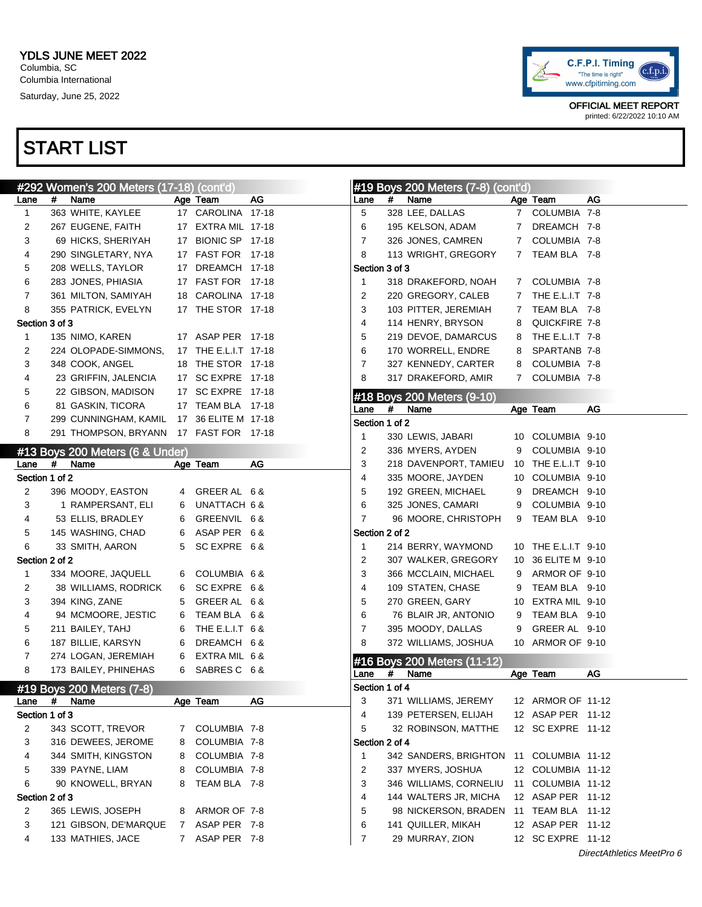YDLS JUNE MEET 2022
Columbia, SC
Columbia International
Saturday, June 25, 2022

C.F.P.I. Timing
"The time is right"
www.cfpitiming.com

OFFICIAL MEET REPORT
printed: 6/22/2022 10:10 AM

# START LIST

## #292 Women's 200 Meters (17-18) (cont'd)

| Lane | # | Name | Age | Team | AG |
|---|---|---|---|---|---|
| 1 | 363 | WHITE, KAYLEE | 17 | CAROLINA | 17-18 |
| 2 | 267 | EUGENE, FAITH | 17 | EXTRA MIL | 17-18 |
| 3 | 69 | HICKS, SHERIYAH | 17 | BIONIC SP | 17-18 |
| 4 | 290 | SINGLETARY, NYA | 17 | FAST FOR | 17-18 |
| 5 | 208 | WELLS, TAYLOR | 17 | DREAMCH | 17-18 |
| 6 | 283 | JONES, PHIASIA | 17 | FAST FOR | 17-18 |
| 7 | 361 | MILTON, SAMIYAH | 18 | CAROLINA | 17-18 |
| 8 | 355 | PATRICK, EVELYN | 17 | THE STOR | 17-18 |
| **Section 3 of 3** | | | | | |
| 1 | 135 | NIMO, KAREN | 17 | ASAP PER | 17-18 |
| 2 | 224 | OLOPADE-SIMMONS, | 17 | THE E.L.I.T | 17-18 |
| 3 | 348 | COOK, ANGEL | 18 | THE STOR | 17-18 |
| 4 | 23 | GRIFFIN, JALENCIA | 17 | SC EXPRE | 17-18 |
| 5 | 22 | GIBSON, MADISON | 17 | SC EXPRE | 17-18 |
| 6 | 81 | GASKIN, TICORA | 17 | TEAM BLA | 17-18 |
| 7 | 299 | CUNNINGHAM, KAMIL | 17 | 36 ELITE M | 17-18 |
| 8 | 291 | THOMPSON, BRYANN | 17 | FAST FOR | 17-18 |

## #13 Boys 200 Meters (6 & Under)

| Lane | # | Name | Age | Team | AG |
|---|---|---|---|---|---|
| **Section 1 of 2** | | | | | |
| 2 | 396 | MOODY, EASTON | 4 | GREER AL | 6 & |
| 3 | 1 | RAMPERSANT, ELI | 6 | UNATTACH | 6 & |
| 4 | 53 | ELLIS, BRADLEY | 6 | GREENVIL | 6 & |
| 5 | 145 | WASHING, CHAD | 6 | ASAP PER | 6 & |
| 6 | 33 | SMITH, AARON | 5 | SC EXPRE | 6 & |
| **Section 2 of 2** | | | | | |
| 1 | 334 | MOORE, JAQUELL | 6 | COLUMBIA | 6 & |
| 2 | 38 | WILLIAMS, RODRICK | 6 | SC EXPRE | 6 & |
| 3 | 394 | KING, ZANE | 5 | GREER AL | 6 & |
| 4 | 94 | MCMOORE, JESTIC | 6 | TEAM BLA | 6 & |
| 5 | 211 | BAILEY, TAHJ | 6 | THE E.L.I.T | 6 & |
| 6 | 187 | BILLIE, KARSYN | 6 | DREAMCH | 6 & |
| 7 | 274 | LOGAN, JEREMIAH | 6 | EXTRA MIL | 6 & |
| 8 | 173 | BAILEY, PHINEHAS | 6 | SABRES C | 6 & |

## #19 Boys 200 Meters (7-8)

| Lane | # | Name | Age | Team | AG |
|---|---|---|---|---|---|
| **Section 1 of 3** | | | | | |
| 2 | 343 | SCOTT, TREVOR | 7 | COLUMBIA | 7-8 |
| 3 | 316 | DEWEES, JEROME | 8 | COLUMBIA | 7-8 |
| 4 | 344 | SMITH, KINGSTON | 8 | COLUMBIA | 7-8 |
| 5 | 339 | PAYNE, LIAM | 8 | COLUMBIA | 7-8 |
| 6 | 90 | KNOWELL, BRYAN | 8 | TEAM BLA | 7-8 |
| **Section 2 of 3** | | | | | |
| 2 | 365 | LEWIS, JOSEPH | 8 | ARMOR OF | 7-8 |
| 3 | 121 | GIBSON, DE'MARQUE | 7 | ASAP PER | 7-8 |
| 4 | 133 | MATHIES, JACE | 7 | ASAP PER | 7-8 |
| 5 | 328 | LEE, DALLAS | 7 | COLUMBIA | 7-8 |
| 6 | 195 | KELSON, ADAM | 7 | DREAMCH | 7-8 |
| 7 | 326 | JONES, CAMREN | 7 | COLUMBIA | 7-8 |
| 8 | 113 | WRIGHT, GREGORY | 7 | TEAM BLA | 7-8 |
| **Section 3 of 3** | | | | | |
| 1 | 318 | DRAKEFORD, NOAH | 7 | COLUMBIA | 7-8 |
| 2 | 220 | GREGORY, CALEB | 7 | THE E.L.I.T | 7-8 |
| 3 | 103 | PITTER, JEREMIAH | 7 | TEAM BLA | 7-8 |
| 4 | 114 | HENRY, BRYSON | 8 | QUICKFIRE | 7-8 |
| 5 | 219 | DEVOE, DAMARCUS | 8 | THE E.L.I.T | 7-8 |
| 6 | 170 | WORRELL, ENDRE | 8 | SPARTANB | 7-8 |
| 7 | 327 | KENNEDY, CARTER | 8 | COLUMBIA | 7-8 |
| 8 | 317 | DRAKEFORD, AMIR | 7 | COLUMBIA | 7-8 |

## #18 Boys 200 Meters (9-10)

| Lane | # | Name | Age | Team | AG |
|---|---|---|---|---|---|
| **Section 1 of 2** | | | | | |
| 1 | 330 | LEWIS, JABARI | 10 | COLUMBIA | 9-10 |
| 2 | 336 | MYERS, AYDEN | 9 | COLUMBIA | 9-10 |
| 3 | 218 | DAVENPORT, TAMIEU | 10 | THE E.L.I.T | 9-10 |
| 4 | 335 | MOORE, JAYDEN | 10 | COLUMBIA | 9-10 |
| 5 | 192 | GREEN, MICHAEL | 9 | DREAMCH | 9-10 |
| 6 | 325 | JONES, CAMARI | 9 | COLUMBIA | 9-10 |
| 7 | 96 | MOORE, CHRISTOPH | 9 | TEAM BLA | 9-10 |
| **Section 2 of 2** | | | | | |
| 1 | 214 | BERRY, WAYMOND | 10 | THE E.L.I.T | 9-10 |
| 2 | 307 | WALKER, GREGORY | 10 | 36 ELITE M | 9-10 |
| 3 | 366 | MCCLAIN, MICHAEL | 9 | ARMOR OF | 9-10 |
| 4 | 109 | STATEN, CHASE | 9 | TEAM BLA | 9-10 |
| 5 | 270 | GREEN, GARY | 10 | EXTRA MIL | 9-10 |
| 6 | 76 | BLAIR JR, ANTONIO | 9 | TEAM BLA | 9-10 |
| 7 | 395 | MOODY, DALLAS | 9 | GREER AL | 9-10 |
| 8 | 372 | WILLIAMS, JOSHUA | 10 | ARMOR OF | 9-10 |

## #16 Boys 200 Meters (11-12)

| Lane | # | Name | Age | Team | AG |
|---|---|---|---|---|---|
| **Section 1 of 4** | | | | | |
| 3 | 371 | WILLIAMS, JEREMY | 12 | ARMOR OF | 11-12 |
| 4 | 139 | PETERSEN, ELIJAH | 12 | ASAP PER | 11-12 |
| 5 | 32 | ROBINSON, MATTHE | 12 | SC EXPRE | 11-12 |
| **Section 2 of 4** | | | | | |
| 1 | 342 | SANDERS, BRIGHTON | 11 | COLUMBIA | 11-12 |
| 2 | 337 | MYERS, JOSHUA | 12 | COLUMBIA | 11-12 |
| 3 | 346 | WILLIAMS, CORNELIU | 11 | COLUMBIA | 11-12 |
| 4 | 144 | WALTERS JR, MICHA | 12 | ASAP PER | 11-12 |
| 5 | 98 | NICKERSON, BRADEN | 11 | TEAM BLA | 11-12 |
| 6 | 141 | QUILLER, MIKAH | 12 | ASAP PER | 11-12 |
| 7 | 29 | MURRAY, ZION | 12 | SC EXPRE | 11-12 |

*DirectAthletics MeetPro 6*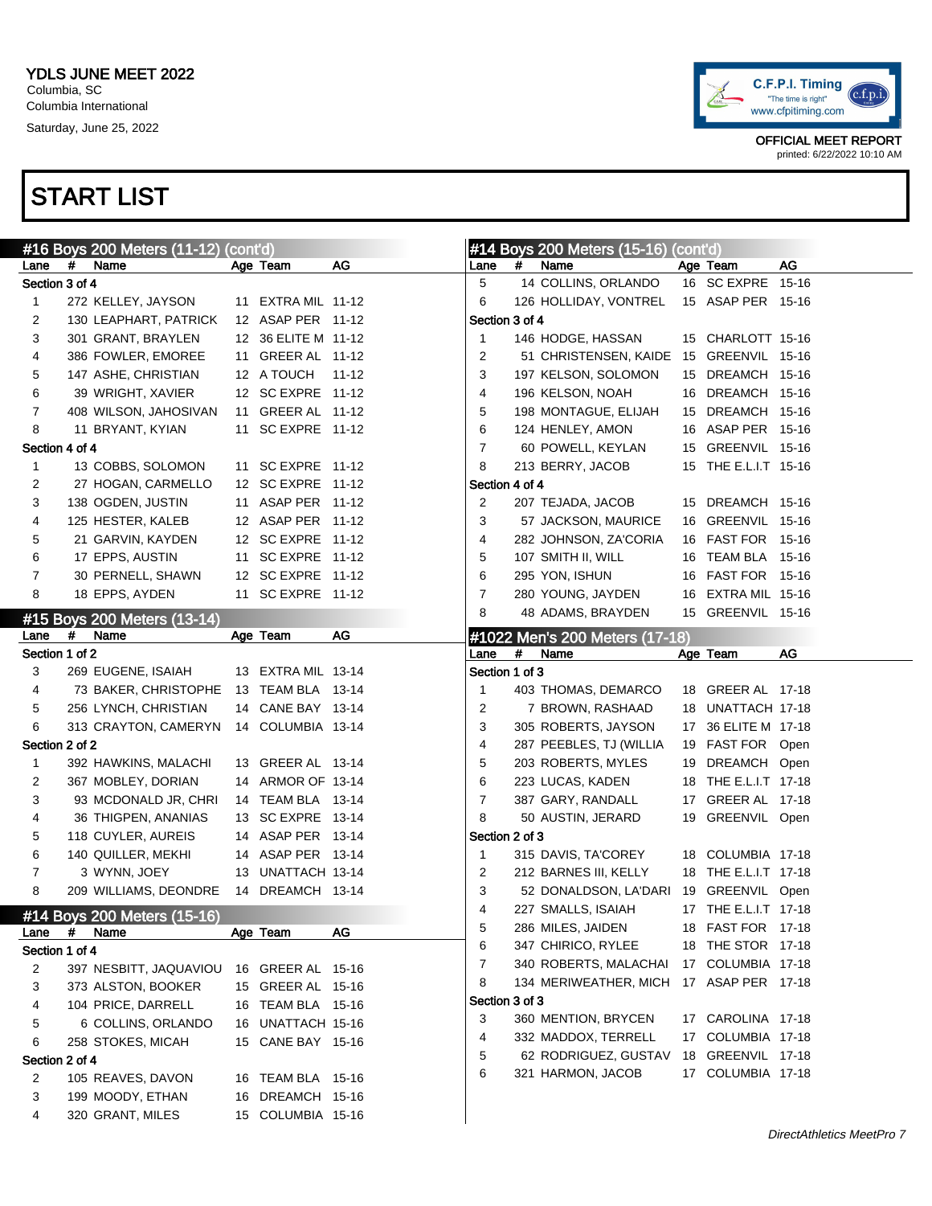YDLS JUNE MEET 2022
Columbia, SC
Columbia International
Saturday, June 25, 2022

OFFICIAL MEET REPORT
printed: 6/22/2022 10:10 AM

# START LIST

## #16 Boys 200 Meters (11-12) (cont'd)

| Lane | # | Name | Age | Team | AG |
|---|---|---|---|---|---|
| **Section 3 of 4** | | | | | |
| 1 | 272 | KELLEY, JAYSON | 11 | EXTRA MIL | 11-12 |
| 2 | 130 | LEAPHART, PATRICK | 12 | ASAP PER | 11-12 |
| 3 | 301 | GRANT, BRAYLEN | 12 | 36 ELITE M | 11-12 |
| 4 | 386 | FOWLER, EMOREE | 11 | GREER AL | 11-12 |
| 5 | 147 | ASHE, CHRISTIAN | 12 | A TOUCH | 11-12 |
| 6 | 39 | WRIGHT, XAVIER | 12 | SC EXPRE | 11-12 |
| 7 | 408 | WILSON, JAHOSIVAN | 11 | GREER AL | 11-12 |
| 8 | 11 | BRYANT, KYIAN | 11 | SC EXPRE | 11-12 |
| **Section 4 of 4** | | | | | |
| 1 | 13 | COBBS, SOLOMON | 11 | SC EXPRE | 11-12 |
| 2 | 27 | HOGAN, CARMELLO | 12 | SC EXPRE | 11-12 |
| 3 | 138 | OGDEN, JUSTIN | 11 | ASAP PER | 11-12 |
| 4 | 125 | HESTER, KALEB | 12 | ASAP PER | 11-12 |
| 5 | 21 | GARVIN, KAYDEN | 12 | SC EXPRE | 11-12 |
| 6 | 17 | EPPS, AUSTIN | 11 | SC EXPRE | 11-12 |
| 7 | 30 | PERNELL, SHAWN | 12 | SC EXPRE | 11-12 |
| 8 | 18 | EPPS, AYDEN | 11 | SC EXPRE | 11-12 |

## #15 Boys 200 Meters (13-14)

| Lane | # | Name | Age | Team | AG |
|---|---|---|---|---|---|
| **Section 1 of 2** | | | | | |
| 3 | 269 | EUGENE, ISAIAH | 13 | EXTRA MIL | 13-14 |
| 4 | 73 | BAKER, CHRISTOPHE | 13 | TEAM BLA | 13-14 |
| 5 | 256 | LYNCH, CHRISTIAN | 14 | CANE BAY | 13-14 |
| 6 | 313 | CRAYTON, CAMERYN | 14 | COLUMBIA | 13-14 |
| **Section 2 of 2** | | | | | |
| 1 | 392 | HAWKINS, MALACHI | 13 | GREER AL | 13-14 |
| 2 | 367 | MOBLEY, DORIAN | 14 | ARMOR OF | 13-14 |
| 3 | 93 | MCDONALD JR, CHRI | 14 | TEAM BLA | 13-14 |
| 4 | 36 | THIGPEN, ANANIAS | 13 | SC EXPRE | 13-14 |
| 5 | 118 | CUYLER, AUREIS | 14 | ASAP PER | 13-14 |
| 6 | 140 | QUILLER, MEKHI | 14 | ASAP PER | 13-14 |
| 7 | 3 | WYNN, JOEY | 13 | UNATTACH | 13-14 |
| 8 | 209 | WILLIAMS, DEONDRE | 14 | DREAMCH | 13-14 |

## #14 Boys 200 Meters (15-16)

| Lane | # | Name | Age | Team | AG |
|---|---|---|---|---|---|
| **Section 1 of 4** | | | | | |
| 2 | 397 | NESBITT, JAQUAVIOU | 16 | GREER AL | 15-16 |
| 3 | 373 | ALSTON, BOOKER | 15 | GREER AL | 15-16 |
| 4 | 104 | PRICE, DARRELL | 16 | TEAM BLA | 15-16 |
| 5 | 6 | COLLINS, ORLANDO | 16 | UNATTACH | 15-16 |
| 6 | 258 | STOKES, MICAH | 15 | CANE BAY | 15-16 |
| **Section 2 of 4** | | | | | |
| 2 | 105 | REAVES, DAVON | 16 | TEAM BLA | 15-16 |
| 3 | 199 | MOODY, ETHAN | 16 | DREAMCH | 15-16 |
| 4 | 320 | GRANT, MILES | 15 | COLUMBIA | 15-16 |
| 5 | 14 | COLLINS, ORLANDO | 16 | SC EXPRE | 15-16 |
| 6 | 126 | HOLLIDAY, VONTREL | 15 | ASAP PER | 15-16 |
| **Section 3 of 4** | | | | | |
| 1 | 146 | HODGE, HASSAN | 15 | CHARLOTT | 15-16 |
| 2 | 51 | CHRISTENSEN, KAIDE | 15 | GREENVIL | 15-16 |
| 3 | 197 | KELSON, SOLOMON | 15 | DREAMCH | 15-16 |
| 4 | 196 | KELSON, NOAH | 16 | DREAMCH | 15-16 |
| 5 | 198 | MONTAGUE, ELIJAH | 15 | DREAMCH | 15-16 |
| 6 | 124 | HENLEY, AMON | 16 | ASAP PER | 15-16 |
| 7 | 60 | POWELL, KEYLAN | 15 | GREENVIL | 15-16 |
| 8 | 213 | BERRY, JACOB | 15 | THE E.L.I.T | 15-16 |
| **Section 4 of 4** | | | | | |
| 2 | 207 | TEJADA, JACOB | 15 | DREAMCH | 15-16 |
| 3 | 57 | JACKSON, MAURICE | 16 | GREENVIL | 15-16 |
| 4 | 282 | JOHNSON, ZA'CORIA | 16 | FAST FOR | 15-16 |
| 5 | 107 | SMITH II, WILL | 16 | TEAM BLA | 15-16 |
| 6 | 295 | YON, ISHUN | 16 | FAST FOR | 15-16 |
| 7 | 280 | YOUNG, JAYDEN | 16 | EXTRA MIL | 15-16 |
| 8 | 48 | ADAMS, BRAYDEN | 15 | GREENVIL | 15-16 |

## #1022 Men's 200 Meters (17-18)

| Lane | # | Name | Age | Team | AG |
|---|---|---|---|---|---|
| **Section 1 of 3** | | | | | |
| 1 | 403 | THOMAS, DEMARCO | 18 | GREER AL | 17-18 |
| 2 | 7 | BROWN, RASHAAD | 18 | UNATTACH | 17-18 |
| 3 | 305 | ROBERTS, JAYSON | 17 | 36 ELITE M | 17-18 |
| 4 | 287 | PEEBLES, TJ (WILLIA | 19 | FAST FOR | Open |
| 5 | 203 | ROBERTS, MYLES | 19 | DREAMCH | Open |
| 6 | 223 | LUCAS, KADEN | 18 | THE E.L.I.T | 17-18 |
| 7 | 387 | GARY, RANDALL | 17 | GREER AL | 17-18 |
| 8 | 50 | AUSTIN, JERARD | 19 | GREENVIL | Open |
| **Section 2 of 3** | | | | | |
| 1 | 315 | DAVIS, TA'COREY | 18 | COLUMBIA | 17-18 |
| 2 | 212 | BARNES III, KELLY | 18 | THE E.L.I.T | 17-18 |
| 3 | 52 | DONALDSON, LA'DARI | 19 | GREENVIL | Open |
| 4 | 227 | SMALLS, ISAIAH | 17 | THE E.L.I.T | 17-18 |
| 5 | 286 | MILES, JAIDEN | 18 | FAST FOR | 17-18 |
| 6 | 347 | CHIRICO, RYLEE | 18 | THE STOR | 17-18 |
| 7 | 340 | ROBERTS, MALACHAI | 17 | COLUMBIA | 17-18 |
| 8 | 134 | MERIWEATHER, MICH | 17 | ASAP PER | 17-18 |
| **Section 3 of 3** | | | | | |
| 3 | 360 | MENTION, BRYCEN | 17 | CAROLINA | 17-18 |
| 4 | 332 | MADDOX, TERRELL | 17 | COLUMBIA | 17-18 |
| 5 | 62 | RODRIGUEZ, GUSTAV | 18 | GREENVIL | 17-18 |
| 6 | 321 | HARMON, JACOB | 17 | COLUMBIA | 17-18 |

*DirectAthletics MeetPro 7*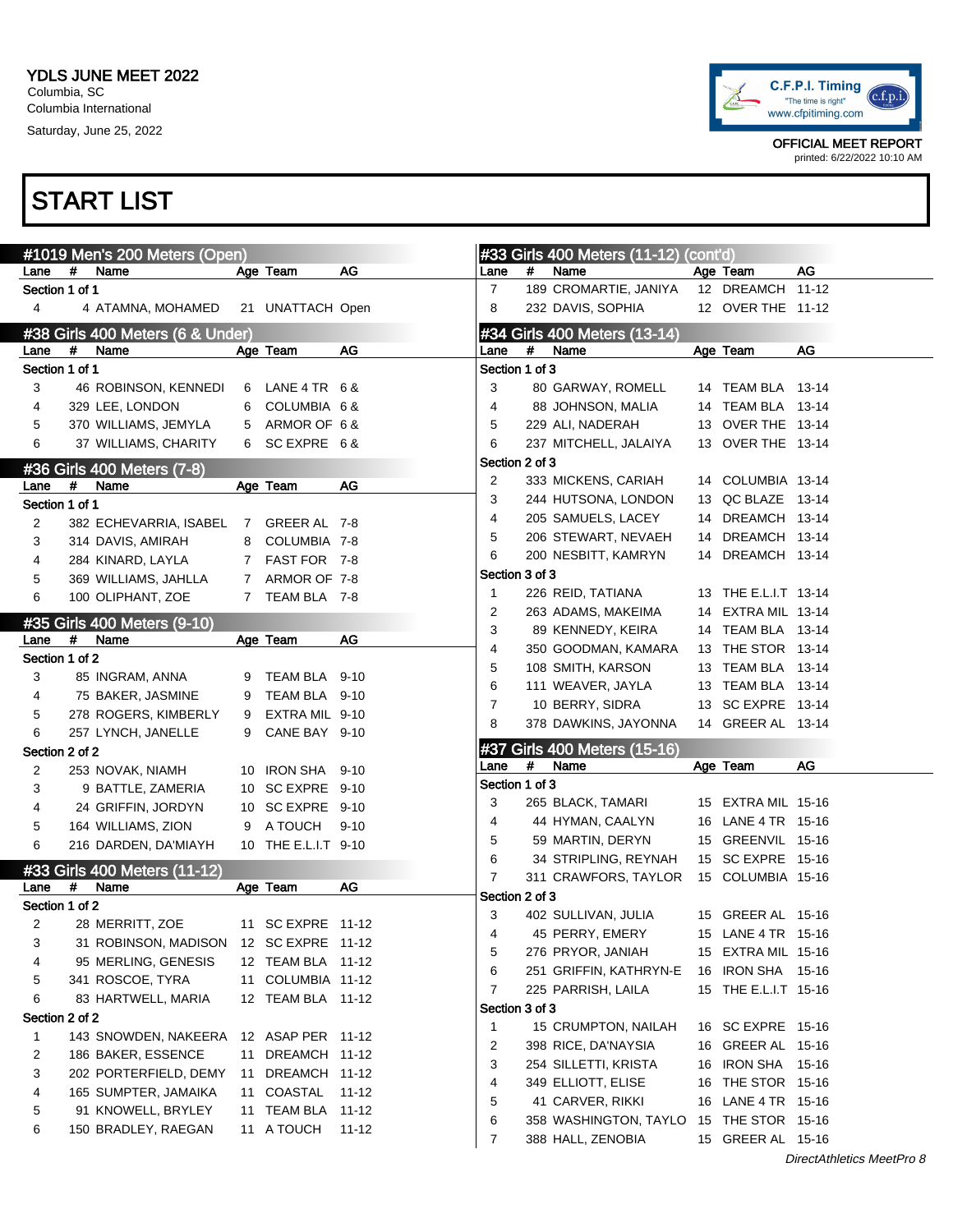YDLS JUNE MEET 2022
Columbia, SC
Columbia International
Saturday, June 25, 2022

C.F.P.I. Timing "The time is right" www.cfpitiming.com

OFFICIAL MEET REPORT
printed: 6/22/2022 10:10 AM

# START LIST

## #1019 Men's 200 Meters (Open)

| Lane | # | Name | Age | Team | AG |
|---|---|---|---|---|---|
| **Section 1 of 1** | | | | | |
| 4 | 4 | ATAMNA, MOHAMED | 21 | UNATTACH | Open |

## #38 Girls 400 Meters (6 & Under)

| Lane | # | Name | Age | Team | AG |
|---|---|---|---|---|---|
| **Section 1 of 1** | | | | | |
| 3 | 46 | ROBINSON, KENNEDI | 6 | LANE 4 TR | 6 & |
| 4 | 329 | LEE, LONDON | 6 | COLUMBIA | 6 & |
| 5 | 370 | WILLIAMS, JEMYLA | 5 | ARMOR OF | 6 & |
| 6 | 37 | WILLIAMS, CHARITY | 6 | SC EXPRE | 6 & |

## #36 Girls 400 Meters (7-8)

| Lane | # | Name | Age | Team | AG |
|---|---|---|---|---|---|
| **Section 1 of 1** | | | | | |
| 2 | 382 | ECHEVARRIA, ISABEL | 7 | GREER AL | 7-8 |
| 3 | 314 | DAVIS, AMIRAH | 8 | COLUMBIA | 7-8 |
| 4 | 284 | KINARD, LAYLA | 7 | FAST FOR | 7-8 |
| 5 | 369 | WILLIAMS, JAHLLA | 7 | ARMOR OF | 7-8 |
| 6 | 100 | OLIPHANT, ZOE | 7 | TEAM BLA | 7-8 |

## #35 Girls 400 Meters (9-10)

| Lane | # | Name | Age | Team | AG |
|---|---|---|---|---|---|
| **Section 1 of 2** | | | | | |
| 3 | 85 | INGRAM, ANNA | 9 | TEAM BLA | 9-10 |
| 4 | 75 | BAKER, JASMINE | 9 | TEAM BLA | 9-10 |
| 5 | 278 | ROGERS, KIMBERLY | 9 | EXTRA MIL | 9-10 |
| 6 | 257 | LYNCH, JANELLE | 9 | CANE BAY | 9-10 |
| **Section 2 of 2** | | | | | |
| 2 | 253 | NOVAK, NIAMH | 10 | IRON SHA | 9-10 |
| 3 | 9 | BATTLE, ZAMERIA | 10 | SC EXPRE | 9-10 |
| 4 | 24 | GRIFFIN, JORDYN | 10 | SC EXPRE | 9-10 |
| 5 | 164 | WILLIAMS, ZION | 9 | A TOUCH | 9-10 |
| 6 | 216 | DARDEN, DA'MIAYH | 10 | THE E.L.I.T | 9-10 |

## #33 Girls 400 Meters (11-12)

| Lane | # | Name | Age | Team | AG |
|---|---|---|---|---|---|
| **Section 1 of 2** | | | | | |
| 2 | 28 | MERRITT, ZOE | 11 | SC EXPRE | 11-12 |
| 3 | 31 | ROBINSON, MADISON | 12 | SC EXPRE | 11-12 |
| 4 | 95 | MERLING, GENESIS | 12 | TEAM BLA | 11-12 |
| 5 | 341 | ROSCOE, TYRA | 11 | COLUMBIA | 11-12 |
| 6 | 83 | HARTWELL, MARIA | 12 | TEAM BLA | 11-12 |
| **Section 2 of 2** | | | | | |
| 1 | 143 | SNOWDEN, NAKEERA | 12 | ASAP PER | 11-12 |
| 2 | 186 | BAKER, ESSENCE | 11 | DREAMCH | 11-12 |
| 3 | 202 | PORTERFIELD, DEMY | 11 | DREAMCH | 11-12 |
| 4 | 165 | SUMPTER, JAMAIKA | 11 | COASTAL | 11-12 |
| 5 | 91 | KNOWELL, BRYLEY | 11 | TEAM BLA | 11-12 |
| 6 | 150 | BRADLEY, RAEGAN | 11 | A TOUCH | 11-12 |
| 7 | 189 | CROMARTIE, JANIYA | 12 | DREAMCH | 11-12 |
| 8 | 232 | DAVIS, SOPHIA | 12 | OVER THE | 11-12 |

## #34 Girls 400 Meters (13-14)

| Lane | # | Name | Age | Team | AG |
|---|---|---|---|---|---|
| **Section 1 of 3** | | | | | |
| 3 | 80 | GARWAY, ROMELL | 14 | TEAM BLA | 13-14 |
| 4 | 88 | JOHNSON, MALIA | 14 | TEAM BLA | 13-14 |
| 5 | 229 | ALI, NADERAH | 13 | OVER THE | 13-14 |
| 6 | 237 | MITCHELL, JALAIYA | 13 | OVER THE | 13-14 |
| **Section 2 of 3** | | | | | |
| 2 | 333 | MICKENS, CARIAH | 14 | COLUMBIA | 13-14 |
| 3 | 244 | HUTSONA, LONDON | 13 | QC BLAZE | 13-14 |
| 4 | 205 | SAMUELS, LACEY | 14 | DREAMCH | 13-14 |
| 5 | 206 | STEWART, NEVAEH | 14 | DREAMCH | 13-14 |
| 6 | 200 | NESBITT, KAMRYN | 14 | DREAMCH | 13-14 |
| **Section 3 of 3** | | | | | |
| 1 | 226 | REID, TATIANA | 13 | THE E.L.I.T | 13-14 |
| 2 | 263 | ADAMS, MAKEIMA | 14 | EXTRA MIL | 13-14 |
| 3 | 89 | KENNEDY, KEIRA | 14 | TEAM BLA | 13-14 |
| 4 | 350 | GOODMAN, KAMARA | 13 | THE STOR | 13-14 |
| 5 | 108 | SMITH, KARSON | 13 | TEAM BLA | 13-14 |
| 6 | 111 | WEAVER, JAYLA | 13 | TEAM BLA | 13-14 |
| 7 | 10 | BERRY, SIDRA | 13 | SC EXPRE | 13-14 |
| 8 | 378 | DAWKINS, JAYONNA | 14 | GREER AL | 13-14 |

## #37 Girls 400 Meters (15-16)

| Lane | # | Name | Age | Team | AG |
|---|---|---|---|---|---|
| **Section 1 of 3** | | | | | |
| 3 | 265 | BLACK, TAMARI | 15 | EXTRA MIL | 15-16 |
| 4 | 44 | HYMAN, CAALYN | 16 | LANE 4 TR | 15-16 |
| 5 | 59 | MARTIN, DERYN | 15 | GREENVIL | 15-16 |
| 6 | 34 | STRIPLING, REYNAH | 15 | SC EXPRE | 15-16 |
| 7 | 311 | CRAWFORS, TAYLOR | 15 | COLUMBIA | 15-16 |
| **Section 2 of 3** | | | | | |
| 3 | 402 | SULLIVAN, JULIA | 15 | GREER AL | 15-16 |
| 4 | 45 | PERRY, EMERY | 15 | LANE 4 TR | 15-16 |
| 5 | 276 | PRYOR, JANIAH | 15 | EXTRA MIL | 15-16 |
| 6 | 251 | GRIFFIN, KATHRYN-E | 16 | IRON SHA | 15-16 |
| 7 | 225 | PARRISH, LAILA | 15 | THE E.L.I.T | 15-16 |
| **Section 3 of 3** | | | | | |
| 1 | 15 | CRUMPTON, NAILAH | 16 | SC EXPRE | 15-16 |
| 2 | 398 | RICE, DA'NAYSIA | 16 | GREER AL | 15-16 |
| 3 | 254 | SILLETTI, KRISTA | 16 | IRON SHA | 15-16 |
| 4 | 349 | ELLIOTT, ELISE | 16 | THE STOR | 15-16 |
| 5 | 41 | CARVER, RIKKI | 16 | LANE 4 TR | 15-16 |
| 6 | 358 | WASHINGTON, TAYLO | 15 | THE STOR | 15-16 |
| 7 | 388 | HALL, ZENOBIA | 15 | GREER AL | 15-16 |

*DirectAthletics MeetPro 8*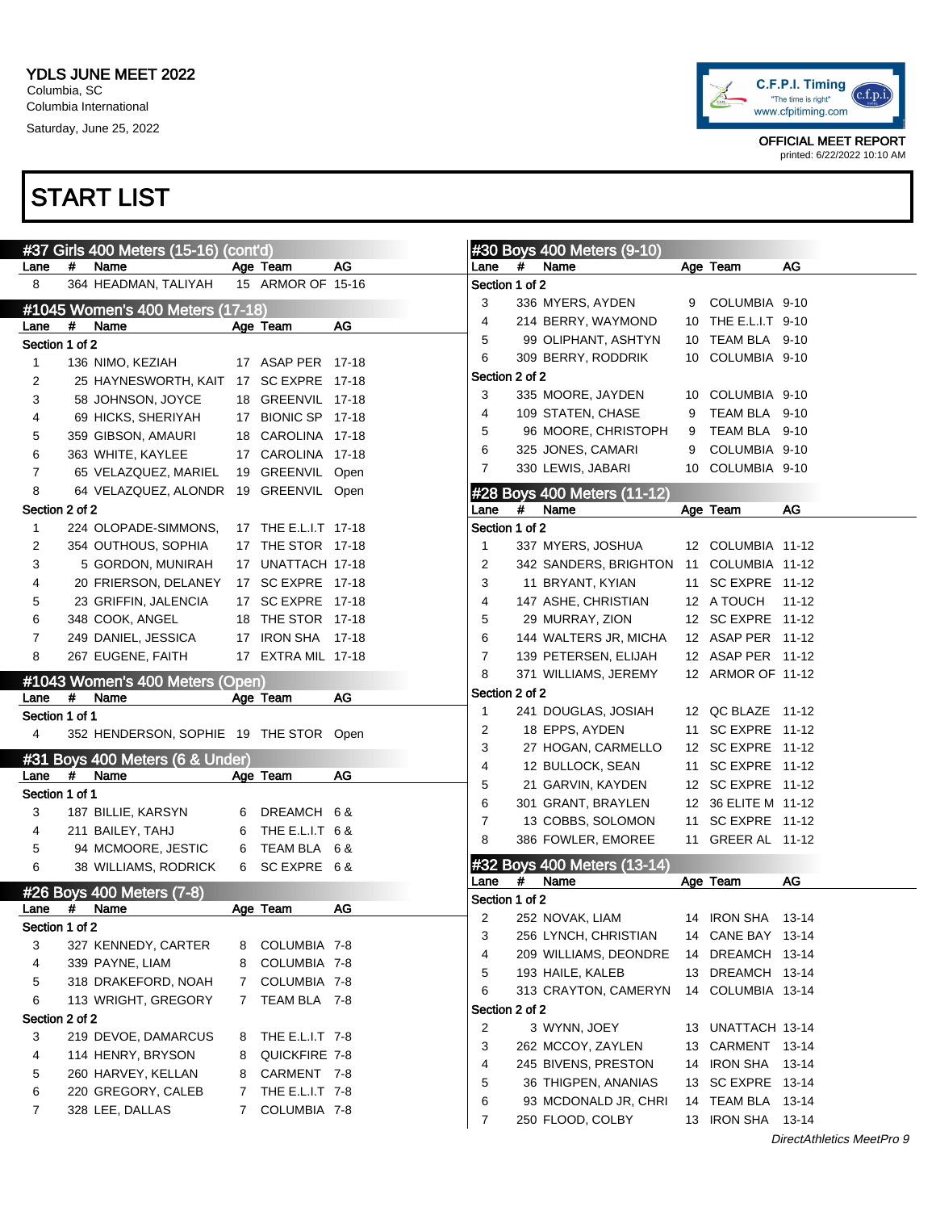YDLS JUNE MEET 2022
Columbia, SC
Columbia International
Saturday, June 25, 2022

C.F.P.I. Timing "The time is right" www.cfpitiming.com

OFFICIAL MEET REPORT
printed: 6/22/2022 10:10 AM

# START LIST

## #37 Girls 400 Meters (15-16) (cont'd)

| Lane | # | Name | Age | Team | AG |
|---|---|---|---|---|---|
| 8 | 364 | HEADMAN, TALIYAH | 15 | ARMOR OF | 15-16 |

## #1045 Women's 400 Meters (17-18)

| Lane | # | Name | Age | Team | AG |
|---|---|---|---|---|---|
| **Section 1 of 2** | | | | | |
| 1 | 136 | NIMO, KEZIAH | 17 | ASAP PER | 17-18 |
| 2 | 25 | HAYNESWORTH, KAIT | 17 | SC EXPRE | 17-18 |
| 3 | 58 | JOHNSON, JOYCE | 18 | GREENVIL | 17-18 |
| 4 | 69 | HICKS, SHERIYAH | 17 | BIONIC SP | 17-18 |
| 5 | 359 | GIBSON, AMAURI | 18 | CAROLINA | 17-18 |
| 6 | 363 | WHITE, KAYLEE | 17 | CAROLINA | 17-18 |
| 7 | 65 | VELAZQUEZ, MARIEL | 19 | GREENVIL | Open |
| 8 | 64 | VELAZQUEZ, ALONDR | 19 | GREENVIL | Open |
| **Section 2 of 2** | | | | | |
| 1 | 224 | OLOPADE-SIMMONS, | 17 | THE E.L.I.T | 17-18 |
| 2 | 354 | OUTHOUS, SOPHIA | 17 | THE STOR | 17-18 |
| 3 | 5 | GORDON, MUNIRAH | 17 | UNATTACH | 17-18 |
| 4 | 20 | FRIERSON, DELANEY | 17 | SC EXPRE | 17-18 |
| 5 | 23 | GRIFFIN, JALENCIA | 17 | SC EXPRE | 17-18 |
| 6 | 348 | COOK, ANGEL | 18 | THE STOR | 17-18 |
| 7 | 249 | DANIEL, JESSICA | 17 | IRON SHA | 17-18 |
| 8 | 267 | EUGENE, FAITH | 17 | EXTRA MIL | 17-18 |

## #1043 Women's 400 Meters (Open)

| Lane | # | Name | Age | Team | AG |
|---|---|---|---|---|---|
| **Section 1 of 1** | | | | | |
| 4 | 352 | HENDERSON, SOPHIE | 19 | THE STOR | Open |

## #31 Boys 400 Meters (6 & Under)

| Lane | # | Name | Age | Team | AG |
|---|---|---|---|---|---|
| **Section 1 of 1** | | | | | |
| 3 | 187 | BILLIE, KARSYN | 6 | DREAMCH | 6 & |
| 4 | 211 | BAILEY, TAHJ | 6 | THE E.L.I.T | 6 & |
| 5 | 94 | MCMOORE, JESTIC | 6 | TEAM BLA | 6 & |
| 6 | 38 | WILLIAMS, RODRICK | 6 | SC EXPRE | 6 & |

## #26 Boys 400 Meters (7-8)

| Lane | # | Name | Age | Team | AG |
|---|---|---|---|---|---|
| **Section 1 of 2** | | | | | |
| 3 | 327 | KENNEDY, CARTER | 8 | COLUMBIA | 7-8 |
| 4 | 339 | PAYNE, LIAM | 8 | COLUMBIA | 7-8 |
| 5 | 318 | DRAKEFORD, NOAH | 7 | COLUMBIA | 7-8 |
| 6 | 113 | WRIGHT, GREGORY | 7 | TEAM BLA | 7-8 |
| **Section 2 of 2** | | | | | |
| 3 | 219 | DEVOE, DAMARCUS | 8 | THE E.L.I.T | 7-8 |
| 4 | 114 | HENRY, BRYSON | 8 | QUICKFIRE | 7-8 |
| 5 | 260 | HARVEY, KELLAN | 8 | CARMENT | 7-8 |
| 6 | 220 | GREGORY, CALEB | 7 | THE E.L.I.T | 7-8 |
| 7 | 328 | LEE, DALLAS | 7 | COLUMBIA | 7-8 |

## #30 Boys 400 Meters (9-10)

| Lane | # | Name | Age | Team | AG |
|---|---|---|---|---|---|
| **Section 1 of 2** | | | | | |
| 3 | 336 | MYERS, AYDEN | 9 | COLUMBIA | 9-10 |
| 4 | 214 | BERRY, WAYMOND | 10 | THE E.L.I.T | 9-10 |
| 5 | 99 | OLIPHANT, ASHTYN | 10 | TEAM BLA | 9-10 |
| 6 | 309 | BERRY, RODDRIK | 10 | COLUMBIA | 9-10 |
| **Section 2 of 2** | | | | | |
| 3 | 335 | MOORE, JAYDEN | 10 | COLUMBIA | 9-10 |
| 4 | 109 | STATEN, CHASE | 9 | TEAM BLA | 9-10 |
| 5 | 96 | MOORE, CHRISTOPH | 9 | TEAM BLA | 9-10 |
| 6 | 325 | JONES, CAMARI | 9 | COLUMBIA | 9-10 |
| 7 | 330 | LEWIS, JABARI | 10 | COLUMBIA | 9-10 |

## #28 Boys 400 Meters (11-12)

| Lane | # | Name | Age | Team | AG |
|---|---|---|---|---|---|
| **Section 1 of 2** | | | | | |
| 1 | 337 | MYERS, JOSHUA | 12 | COLUMBIA | 11-12 |
| 2 | 342 | SANDERS, BRIGHTON | 11 | COLUMBIA | 11-12 |
| 3 | 11 | BRYANT, KYIAN | 11 | SC EXPRE | 11-12 |
| 4 | 147 | ASHE, CHRISTIAN | 12 | A TOUCH | 11-12 |
| 5 | 29 | MURRAY, ZION | 12 | SC EXPRE | 11-12 |
| 6 | 144 | WALTERS JR, MICHA | 12 | ASAP PER | 11-12 |
| 7 | 139 | PETERSEN, ELIJAH | 12 | ASAP PER | 11-12 |
| 8 | 371 | WILLIAMS, JEREMY | 12 | ARMOR OF | 11-12 |
| **Section 2 of 2** | | | | | |
| 1 | 241 | DOUGLAS, JOSIAH | 12 | QC BLAZE | 11-12 |
| 2 | 18 | EPPS, AYDEN | 11 | SC EXPRE | 11-12 |
| 3 | 27 | HOGAN, CARMELLO | 12 | SC EXPRE | 11-12 |
| 4 | 12 | BULLOCK, SEAN | 11 | SC EXPRE | 11-12 |
| 5 | 21 | GARVIN, KAYDEN | 12 | SC EXPRE | 11-12 |
| 6 | 301 | GRANT, BRAYLEN | 12 | 36 ELITE M | 11-12 |
| 7 | 13 | COBBS, SOLOMON | 11 | SC EXPRE | 11-12 |
| 8 | 386 | FOWLER, EMOREE | 11 | GREER AL | 11-12 |

## #32 Boys 400 Meters (13-14)

| Lane | # | Name | Age | Team | AG |
|---|---|---|---|---|---|
| **Section 1 of 2** | | | | | |
| 2 | 252 | NOVAK, LIAM | 14 | IRON SHA | 13-14 |
| 3 | 256 | LYNCH, CHRISTIAN | 14 | CANE BAY | 13-14 |
| 4 | 209 | WILLIAMS, DEONDRE | 14 | DREAMCH | 13-14 |
| 5 | 193 | HAILE, KALEB | 13 | DREAMCH | 13-14 |
| 6 | 313 | CRAYTON, CAMERYN | 14 | COLUMBIA | 13-14 |
| **Section 2 of 2** | | | | | |
| 2 | 3 | WYNN, JOEY | 13 | UNATTACH | 13-14 |
| 3 | 262 | MCCOY, ZAYLEN | 13 | CARMENT | 13-14 |
| 4 | 245 | BIVENS, PRESTON | 14 | IRON SHA | 13-14 |
| 5 | 36 | THIGPEN, ANANIAS | 13 | SC EXPRE | 13-14 |
| 6 | 93 | MCDONALD JR, CHRI | 14 | TEAM BLA | 13-14 |
| 7 | 250 | FLOOD, COLBY | 13 | IRON SHA | 13-14 |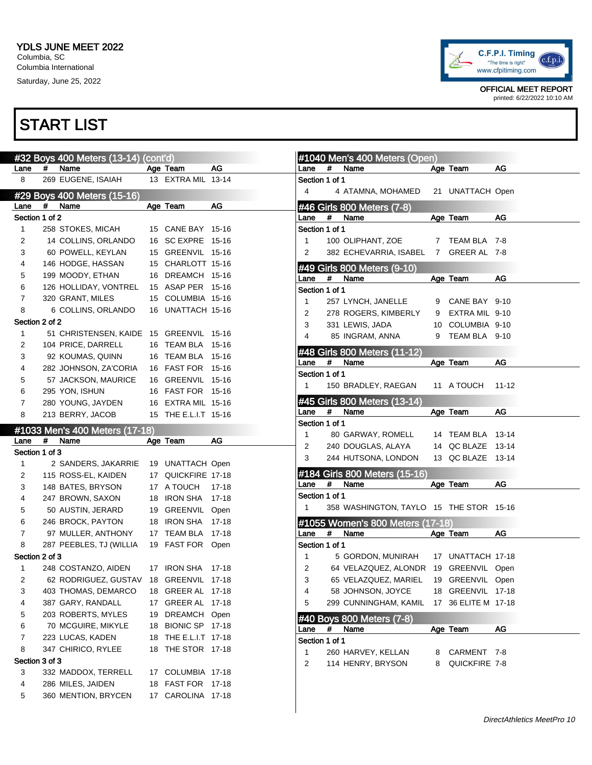YDLS JUNE MEET 2022
Columbia, SC
Columbia International
Saturday, June 25, 2022

OFFICIAL MEET REPORT
printed: 6/22/2022 10:10 AM

# START LIST

## #32 Boys 400 Meters (13-14) (cont'd)

| Lane | # | Name | Age | Team | AG |
|---|---|---|---|---|---|
| 8 | 269 | EUGENE, ISAIAH | 13 | EXTRA MIL | 13-14 |

## #29 Boys 400 Meters (15-16)

| Lane | # | Name | Age | Team | AG |
|---|---|---|---|---|---|
| **Section 1 of 2** | | | | | |
| 1 | 258 | STOKES, MICAH | 15 | CANE BAY | 15-16 |
| 2 | 14 | COLLINS, ORLANDO | 16 | SC EXPRE | 15-16 |
| 3 | 60 | POWELL, KEYLAN | 15 | GREENVIL | 15-16 |
| 4 | 146 | HODGE, HASSAN | 15 | CHARLOTT | 15-16 |
| 5 | 199 | MOODY, ETHAN | 16 | DREAMCH | 15-16 |
| 6 | 126 | HOLLIDAY, VONTREL | 15 | ASAP PER | 15-16 |
| 7 | 320 | GRANT, MILES | 15 | COLUMBIA | 15-16 |
| 8 | 6 | COLLINS, ORLANDO | 16 | UNATTACH | 15-16 |
| **Section 2 of 2** | | | | | |
| 1 | 51 | CHRISTENSEN, KAIDE | 15 | GREENVIL | 15-16 |
| 2 | 104 | PRICE, DARRELL | 16 | TEAM BLA | 15-16 |
| 3 | 92 | KOUMAS, QUINN | 16 | TEAM BLA | 15-16 |
| 4 | 282 | JOHNSON, ZA'CORIA | 16 | FAST FOR | 15-16 |
| 5 | 57 | JACKSON, MAURICE | 16 | GREENVIL | 15-16 |
| 6 | 295 | YON, ISHUN | 16 | FAST FOR | 15-16 |
| 7 | 280 | YOUNG, JAYDEN | 16 | EXTRA MIL | 15-16 |
| 8 | 213 | BERRY, JACOB | 15 | THE E.L.I.T | 15-16 |

## #1033 Men's 400 Meters (17-18)

| Lane | # | Name | Age | Team | AG |
|---|---|---|---|---|---|
| **Section 1 of 3** | | | | | |
| 1 | 2 | SANDERS, JAKARRIE | 19 | UNATTACH | Open |
| 2 | 115 | ROSS-EL, KAIDEN | 17 | QUICKFIRE | 17-18 |
| 3 | 148 | BATES, BRYSON | 17 | A TOUCH | 17-18 |
| 4 | 247 | BROWN, SAXON | 18 | IRON SHA | 17-18 |
| 5 | 50 | AUSTIN, JERARD | 19 | GREENVIL | Open |
| 6 | 246 | BROCK, PAYTON | 18 | IRON SHA | 17-18 |
| 7 | 97 | MULLER, ANTHONY | 17 | TEAM BLA | 17-18 |
| 8 | 287 | PEEBLES, TJ (WILLIA | 19 | FAST FOR | Open |
| **Section 2 of 3** | | | | | |
| 1 | 248 | COSTANZO, AIDEN | 17 | IRON SHA | 17-18 |
| 2 | 62 | RODRIGUEZ, GUSTAV | 18 | GREENVIL | 17-18 |
| 3 | 403 | THOMAS, DEMARCO | 18 | GREER AL | 17-18 |
| 4 | 387 | GARY, RANDALL | 17 | GREER AL | 17-18 |
| 5 | 203 | ROBERTS, MYLES | 19 | DREAMCH | Open |
| 6 | 70 | MCGUIRE, MIKYLE | 18 | BIONIC SP | 17-18 |
| 7 | 223 | LUCAS, KADEN | 18 | THE E.L.I.T | 17-18 |
| 8 | 347 | CHIRICO, RYLEE | 18 | THE STOR | 17-18 |
| **Section 3 of 3** | | | | | |
| 3 | 332 | MADDOX, TERRELL | 17 | COLUMBIA | 17-18 |
| 4 | 286 | MILES, JAIDEN | 18 | FAST FOR | 17-18 |
| 5 | 360 | MENTION, BRYCEN | 17 | CAROLINA | 17-18 |

## #1040 Men's 400 Meters (Open)

| Lane | # | Name | Age | Team | AG |
|---|---|---|---|---|---|
| **Section 1 of 1** | | | | | |
| 4 | 4 | ATAMNA, MOHAMED | 21 | UNATTACH | Open |

## #46 Girls 800 Meters (7-8)

| Lane | # | Name | Age | Team | AG |
|---|---|---|---|---|---|
| **Section 1 of 1** | | | | | |
| 1 | 100 | OLIPHANT, ZOE | 7 | TEAM BLA | 7-8 |
| 2 | 382 | ECHEVARRIA, ISABEL | 7 | GREER AL | 7-8 |

## #49 Girls 800 Meters (9-10)

| Lane | # | Name | Age | Team | AG |
|---|---|---|---|---|---|
| **Section 1 of 1** | | | | | |
| 1 | 257 | LYNCH, JANELLE | 9 | CANE BAY | 9-10 |
| 2 | 278 | ROGERS, KIMBERLY | 9 | EXTRA MIL | 9-10 |
| 3 | 331 | LEWIS, JADA | 10 | COLUMBIA | 9-10 |
| 4 | 85 | INGRAM, ANNA | 9 | TEAM BLA | 9-10 |

## #48 Girls 800 Meters (11-12)

| Lane | # | Name | Age | Team | AG |
|---|---|---|---|---|---|
| **Section 1 of 1** | | | | | |
| 1 | 150 | BRADLEY, RAEGAN | 11 | A TOUCH | 11-12 |

## #45 Girls 800 Meters (13-14)

| Lane | # | Name | Age | Team | AG |
|---|---|---|---|---|---|
| **Section 1 of 1** | | | | | |
| 1 | 80 | GARWAY, ROMELL | 14 | TEAM BLA | 13-14 |
| 2 | 240 | DOUGLAS, ALAYA | 14 | QC BLAZE | 13-14 |
| 3 | 244 | HUTSONA, LONDON | 13 | QC BLAZE | 13-14 |

## #184 Girls 800 Meters (15-16)

| Lane | # | Name | Age | Team | AG |
|---|---|---|---|---|---|
| **Section 1 of 1** | | | | | |
| 1 | 358 | WASHINGTON, TAYLO | 15 | THE STOR | 15-16 |

## #1055 Women's 800 Meters (17-18)

| Lane | # | Name | Age | Team | AG |
|---|---|---|---|---|---|
| **Section 1 of 1** | | | | | |
| 1 | 5 | GORDON, MUNIRAH | 17 | UNATTACH | 17-18 |
| 2 | 64 | VELAZQUEZ, ALONDR | 19 | GREENVIL | Open |
| 3 | 65 | VELAZQUEZ, MARIEL | 19 | GREENVIL | Open |
| 4 | 58 | JOHNSON, JOYCE | 18 | GREENVIL | 17-18 |
| 5 | 299 | CUNNINGHAM, KAMIL | 17 | 36 ELITE M | 17-18 |

## #40 Boys 800 Meters (7-8)

| Lane | # | Name | Age | Team | AG |
|---|---|---|---|---|---|
| **Section 1 of 1** | | | | | |
| 1 | 260 | HARVEY, KELLAN | 8 | CARMENT | 7-8 |
| 2 | 114 | HENRY, BRYSON | 8 | QUICKFIRE | 7-8 |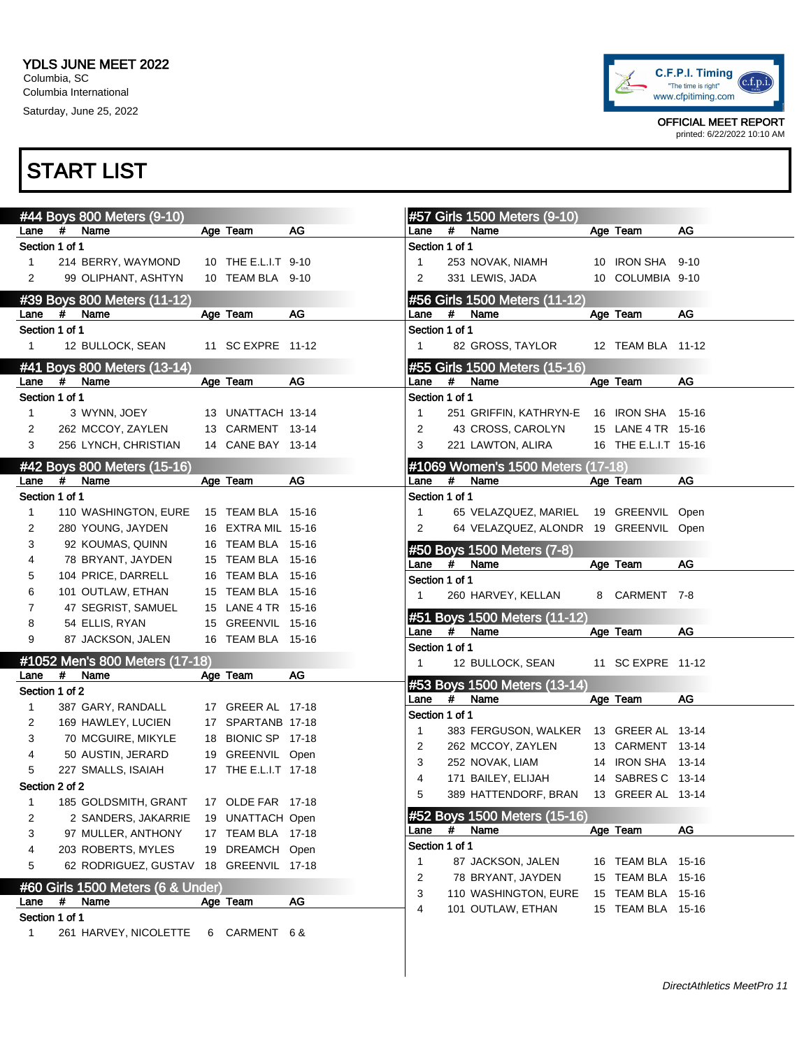YDLS JUNE MEET 2022
Columbia, SC
Columbia International
Saturday, June 25, 2022

OFFICIAL MEET REPORT
printed: 6/22/2022 10:10 AM

# START LIST

## #44 Boys 800 Meters (9-10)

| Lane | # | Name | Age | Team | AG |
|---|---|---|---|---|---|
| Section 1 of 1 | | | | | |
| 1 | 214 | BERRY, WAYMOND | 10 | THE E.L.I.T | 9-10 |
| 2 | 99 | OLIPHANT, ASHTYN | 10 | TEAM BLA | 9-10 |

## #39 Boys 800 Meters (11-12)

| Lane | # | Name | Age | Team | AG |
|---|---|---|---|---|---|
| Section 1 of 1 | | | | | |
| 1 | 12 | BULLOCK, SEAN | 11 | SC EXPRE | 11-12 |

## #41 Boys 800 Meters (13-14)

| Lane | # | Name | Age | Team | AG |
|---|---|---|---|---|---|
| Section 1 of 1 | | | | | |
| 1 | 3 | WYNN, JOEY | 13 | UNATTACH | 13-14 |
| 2 | 262 | MCCOY, ZAYLEN | 13 | CARMENT | 13-14 |
| 3 | 256 | LYNCH, CHRISTIAN | 14 | CANE BAY | 13-14 |

## #42 Boys 800 Meters (15-16)

| Lane | # | Name | Age | Team | AG |
|---|---|---|---|---|---|
| Section 1 of 1 | | | | | |
| 1 | 110 | WASHINGTON, EURE | 15 | TEAM BLA | 15-16 |
| 2 | 280 | YOUNG, JAYDEN | 16 | EXTRA MIL | 15-16 |
| 3 | 92 | KOUMAS, QUINN | 16 | TEAM BLA | 15-16 |
| 4 | 78 | BRYANT, JAYDEN | 15 | TEAM BLA | 15-16 |
| 5 | 104 | PRICE, DARRELL | 16 | TEAM BLA | 15-16 |
| 6 | 101 | OUTLAW, ETHAN | 15 | TEAM BLA | 15-16 |
| 7 | 47 | SEGRIST, SAMUEL | 15 | LANE 4 TR | 15-16 |
| 8 | 54 | ELLIS, RYAN | 15 | GREENVIL | 15-16 |
| 9 | 87 | JACKSON, JALEN | 16 | TEAM BLA | 15-16 |

## #1052 Men's 800 Meters (17-18)

| Lane | # | Name | Age | Team | AG |
|---|---|---|---|---|---|
| Section 1 of 2 | | | | | |
| 1 | 387 | GARY, RANDALL | 17 | GREER AL | 17-18 |
| 2 | 169 | HAWLEY, LUCIEN | 17 | SPARTANB | 17-18 |
| 3 | 70 | MCGUIRE, MIKYLE | 18 | BIONIC SP | 17-18 |
| 4 | 50 | AUSTIN, JERARD | 19 | GREENVIL | Open |
| 5 | 227 | SMALLS, ISAIAH | 17 | THE E.L.I.T | 17-18 |
| Section 2 of 2 | | | | | |
| 1 | 185 | GOLDSMITH, GRANT | 17 | OLDE FAR | 17-18 |
| 2 | 2 | SANDERS, JAKARRIE | 19 | UNATTACH | Open |
| 3 | 97 | MULLER, ANTHONY | 17 | TEAM BLA | 17-18 |
| 4 | 203 | ROBERTS, MYLES | 19 | DREAMCH | Open |
| 5 | 62 | RODRIGUEZ, GUSTAV | 18 | GREENVIL | 17-18 |

## #60 Girls 1500 Meters (6 & Under)

| Lane | # | Name | Age | Team | AG |
|---|---|---|---|---|---|
| Section 1 of 1 | | | | | |
| 1 | 261 | HARVEY, NICOLETTE | 6 | CARMENT | 6 & |

## #57 Girls 1500 Meters (9-10)

| Lane | # | Name | Age | Team | AG |
|---|---|---|---|---|---|
| Section 1 of 1 | | | | | |
| 1 | 253 | NOVAK, NIAMH | 10 | IRON SHA | 9-10 |
| 2 | 331 | LEWIS, JADA | 10 | COLUMBIA | 9-10 |

## #56 Girls 1500 Meters (11-12)

| Lane | # | Name | Age | Team | AG |
|---|---|---|---|---|---|
| Section 1 of 1 | | | | | |
| 1 | 82 | GROSS, TAYLOR | 12 | TEAM BLA | 11-12 |

## #55 Girls 1500 Meters (15-16)

| Lane | # | Name | Age | Team | AG |
|---|---|---|---|---|---|
| Section 1 of 1 | | | | | |
| 1 | 251 | GRIFFIN, KATHRYN-E | 16 | IRON SHA | 15-16 |
| 2 | 43 | CROSS, CAROLYN | 15 | LANE 4 TR | 15-16 |
| 3 | 221 | LAWTON, ALIRA | 16 | THE E.L.I.T | 15-16 |

## #1069 Women's 1500 Meters (17-18)

| Lane | # | Name | Age | Team | AG |
|---|---|---|---|---|---|
| Section 1 of 1 | | | | | |
| 1 | 65 | VELAZQUEZ, MARIEL | 19 | GREENVIL | Open |
| 2 | 64 | VELAZQUEZ, ALONDR | 19 | GREENVIL | Open |

## #50 Boys 1500 Meters (7-8)

| Lane | # | Name | Age | Team | AG |
|---|---|---|---|---|---|
| Section 1 of 1 | | | | | |
| 1 | 260 | HARVEY, KELLAN | 8 | CARMENT | 7-8 |

## #51 Boys 1500 Meters (11-12)

| Lane | # | Name | Age | Team | AG |
|---|---|---|---|---|---|
| Section 1 of 1 | | | | | |
| 1 | 12 | BULLOCK, SEAN | 11 | SC EXPRE | 11-12 |

## #53 Boys 1500 Meters (13-14)

| Lane | # | Name | Age | Team | AG |
|---|---|---|---|---|---|
| Section 1 of 1 | | | | | |
| 1 | 383 | FERGUSON, WALKER | 13 | GREER AL | 13-14 |
| 2 | 262 | MCCOY, ZAYLEN | 13 | CARMENT | 13-14 |
| 3 | 252 | NOVAK, LIAM | 14 | IRON SHA | 13-14 |
| 4 | 171 | BAILEY, ELIJAH | 14 | SABRES C | 13-14 |
| 5 | 389 | HATTENDORF, BRAN | 13 | GREER AL | 13-14 |

## #52 Boys 1500 Meters (15-16)

| Lane | # | Name | Age | Team | AG |
|---|---|---|---|---|---|
| Section 1 of 1 | | | | | |
| 1 | 87 | JACKSON, JALEN | 16 | TEAM BLA | 15-16 |
| 2 | 78 | BRYANT, JAYDEN | 15 | TEAM BLA | 15-16 |
| 3 | 110 | WASHINGTON, EURE | 15 | TEAM BLA | 15-16 |
| 4 | 101 | OUTLAW, ETHAN | 15 | TEAM BLA | 15-16 |

*DirectAthletics MeetPro 11*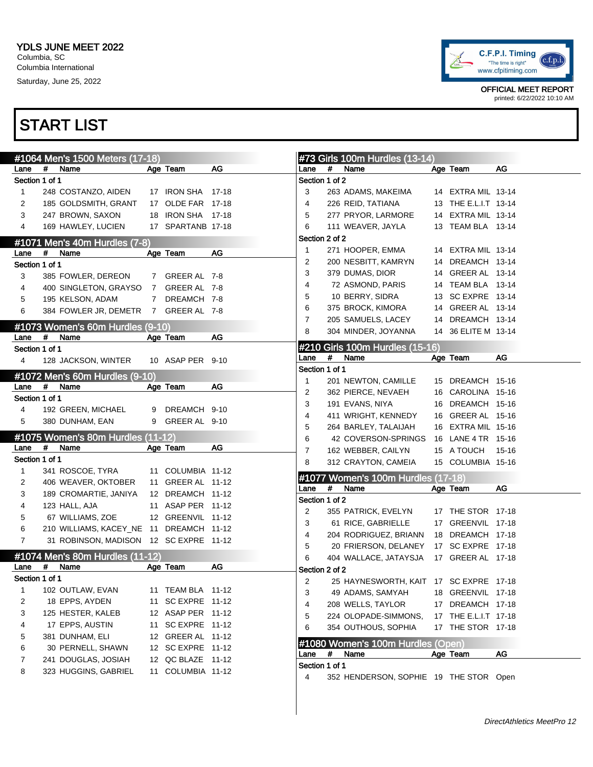YDLS JUNE MEET 2022
Columbia, SC
Columbia International
Saturday, June 25, 2022

C.F.P.I. Timing "The time is right" www.cfpitiming.com

OFFICIAL MEET REPORT
printed: 6/22/2022 10:10 AM

# START LIST

## #1064 Men's 1500 Meters (17-18)

| Lane | # | Name | Age | Team | AG |
|---|---|---|---|---|---|
| Section 1 of 1 | | | | | |
| 1 | 248 | COSTANZO, AIDEN | 17 | IRON SHA | 17-18 |
| 2 | 185 | GOLDSMITH, GRANT | 17 | OLDE FAR | 17-18 |
| 3 | 247 | BROWN, SAXON | 18 | IRON SHA | 17-18 |
| 4 | 169 | HAWLEY, LUCIEN | 17 | SPARTANB | 17-18 |

## #1071 Men's 40m Hurdles (7-8)

| Lane | # | Name | Age | Team | AG |
|---|---|---|---|---|---|
| Section 1 of 1 | | | | | |
| 3 | 385 | FOWLER, DEREON | 7 | GREER AL | 7-8 |
| 4 | 400 | SINGLETON, GRAYSO | 7 | GREER AL | 7-8 |
| 5 | 195 | KELSON, ADAM | 7 | DREAMCH | 7-8 |
| 6 | 384 | FOWLER JR, DEMETR | 7 | GREER AL | 7-8 |

## #1073 Women's 60m Hurdles (9-10)

| Lane | # | Name | Age | Team | AG |
|---|---|---|---|---|---|
| Section 1 of 1 | | | | | |
| 4 | 128 | JACKSON, WINTER | 10 | ASAP PER | 9-10 |

## #1072 Men's 60m Hurdles (9-10)

| Lane | # | Name | Age | Team | AG |
|---|---|---|---|---|---|
| Section 1 of 1 | | | | | |
| 4 | 192 | GREEN, MICHAEL | 9 | DREAMCH | 9-10 |
| 5 | 380 | DUNHAM, EAN | 9 | GREER AL | 9-10 |

## #1075 Women's 80m Hurdles (11-12)

| Lane | # | Name | Age | Team | AG |
|---|---|---|---|---|---|
| Section 1 of 1 | | | | | |
| 1 | 341 | ROSCOE, TYRA | 11 | COLUMBIA | 11-12 |
| 2 | 406 | WEAVER, OKTOBER | 11 | GREER AL | 11-12 |
| 3 | 189 | CROMARTIE, JANIYA | 12 | DREAMCH | 11-12 |
| 4 | 123 | HALL, AJA | 11 | ASAP PER | 11-12 |
| 5 | 67 | WILLIAMS, ZOE | 12 | GREENVIL | 11-12 |
| 6 | 210 | WILLIAMS, KACEY_NE | 11 | DREAMCH | 11-12 |
| 7 | 31 | ROBINSON, MADISON | 12 | SC EXPRE | 11-12 |

## #1074 Men's 80m Hurdles (11-12)

| Lane | # | Name | Age | Team | AG |
|---|---|---|---|---|---|
| Section 1 of 1 | | | | | |
| 1 | 102 | OUTLAW, EVAN | 11 | TEAM BLA | 11-12 |
| 2 | 18 | EPPS, AYDEN | 11 | SC EXPRE | 11-12 |
| 3 | 125 | HESTER, KALEB | 12 | ASAP PER | 11-12 |
| 4 | 17 | EPPS, AUSTIN | 11 | SC EXPRE | 11-12 |
| 5 | 381 | DUNHAM, ELI | 12 | GREER AL | 11-12 |
| 6 | 30 | PERNELL, SHAWN | 12 | SC EXPRE | 11-12 |
| 7 | 241 | DOUGLAS, JOSIAH | 12 | QC BLAZE | 11-12 |
| 8 | 323 | HUGGINS, GABRIEL | 11 | COLUMBIA | 11-12 |

## #73 Girls 100m Hurdles (13-14)

| Lane | # | Name | Age | Team | AG |
|---|---|---|---|---|---|
| Section 1 of 2 | | | | | |
| 3 | 263 | ADAMS, MAKEIMA | 14 | EXTRA MIL | 13-14 |
| 4 | 226 | REID, TATIANA | 13 | THE E.L.I.T | 13-14 |
| 5 | 277 | PRYOR, LARMORE | 14 | EXTRA MIL | 13-14 |
| 6 | 111 | WEAVER, JAYLA | 13 | TEAM BLA | 13-14 |
| Section 2 of 2 | | | | | |
| 1 | 271 | HOOPER, EMMA | 14 | EXTRA MIL | 13-14 |
| 2 | 200 | NESBITT, KAMRYN | 14 | DREAMCH | 13-14 |
| 3 | 379 | DUMAS, DIOR | 14 | GREER AL | 13-14 |
| 4 | 72 | ASMOND, PARIS | 14 | TEAM BLA | 13-14 |
| 5 | 10 | BERRY, SIDRA | 13 | SC EXPRE | 13-14 |
| 6 | 375 | BROCK, KIMORA | 14 | GREER AL | 13-14 |
| 7 | 205 | SAMUELS, LACEY | 14 | DREAMCH | 13-14 |
| 8 | 304 | MINDER, JOYANNA | 14 | 36 ELITE M | 13-14 |

## #210 Girls 100m Hurdles (15-16)

| Lane | # | Name | Age | Team | AG |
|---|---|---|---|---|---|
| Section 1 of 1 | | | | | |
| 1 | 201 | NEWTON, CAMILLE | 15 | DREAMCH | 15-16 |
| 2 | 362 | PIERCE, NEVAEH | 16 | CAROLINA | 15-16 |
| 3 | 191 | EVANS, NIYA | 16 | DREAMCH | 15-16 |
| 4 | 411 | WRIGHT, KENNEDY | 16 | GREER AL | 15-16 |
| 5 | 264 | BARLEY, TALAIJAH | 16 | EXTRA MIL | 15-16 |
| 6 | 42 | COVERSON-SPRINGS | 16 | LANE 4 TR | 15-16 |
| 7 | 162 | WEBBER, CAILYN | 15 | A TOUCH | 15-16 |
| 8 | 312 | CRAYTON, CAMEIA | 15 | COLUMBIA | 15-16 |

## #1077 Women's 100m Hurdles (17-18)

| Lane | # | Name | Age | Team | AG |
|---|---|---|---|---|---|
| Section 1 of 2 | | | | | |
| 2 | 355 | PATRICK, EVELYN | 17 | THE STOR | 17-18 |
| 3 | 61 | RICE, GABRIELLE | 17 | GREENVIL | 17-18 |
| 4 | 204 | RODRIGUEZ, BRIANN | 18 | DREAMCH | 17-18 |
| 5 | 20 | FRIERSON, DELANEY | 17 | SC EXPRE | 17-18 |
| 6 | 404 | WALLACE, JATAYSJA | 17 | GREER AL | 17-18 |
| Section 2 of 2 | | | | | |
| 2 | 25 | HAYNESWORTH, KAIT | 17 | SC EXPRE | 17-18 |
| 3 | 49 | ADAMS, SAMYAH | 18 | GREENVIL | 17-18 |
| 4 | 208 | WELLS, TAYLOR | 17 | DREAMCH | 17-18 |
| 5 | 224 | OLOPADE-SIMMONS, | 17 | THE E.L.I.T | 17-18 |
| 6 | 354 | OUTHOUS, SOPHIA | 17 | THE STOR | 17-18 |

## #1080 Women's 100m Hurdles (Open)

| Lane | # | Name | Age | Team | AG |
|---|---|---|---|---|---|
| Section 1 of 1 | | | | | |
| 4 | 352 | HENDERSON, SOPHIE | 19 | THE STOR | Open |

*DirectAthletics MeetPro 12*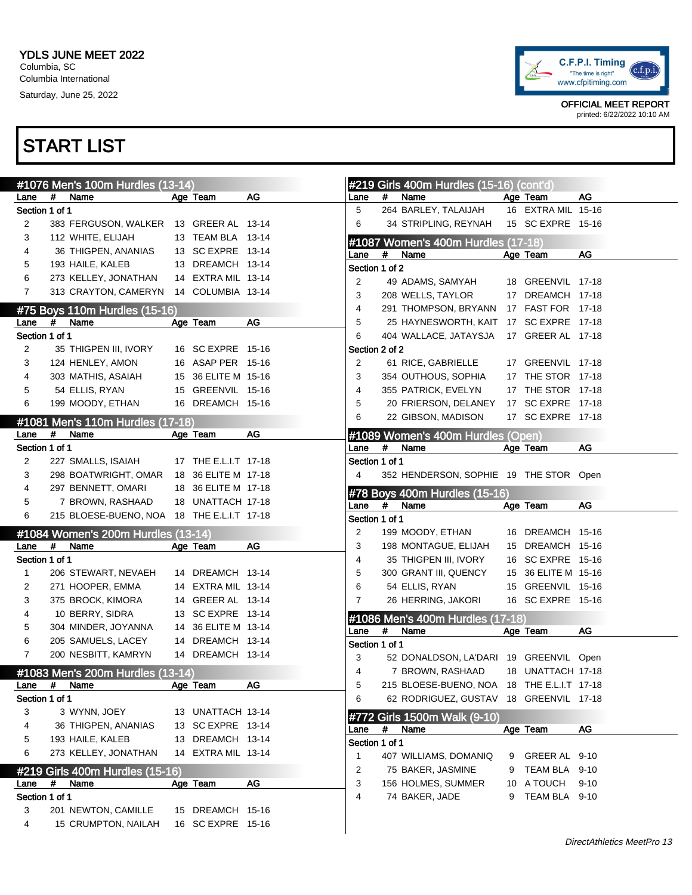YDLS JUNE MEET 2022
Columbia, SC
Columbia International
Saturday, June 25, 2022

OFFICIAL MEET REPORT
printed: 6/22/2022 10:10 AM

# START LIST

## #1076 Men's 100m Hurdles (13-14)

| Lane | # | Name | Age | Team | AG |
|---|---|---|---|---|---|
| Section 1 of 1 | | | | | |
| 2 | 383 | FERGUSON, WALKER | 13 | GREER AL | 13-14 |
| 3 | 112 | WHITE, ELIJAH | 13 | TEAM BLA | 13-14 |
| 4 | 36 | THIGPEN, ANANIAS | 13 | SC EXPRE | 13-14 |
| 5 | 193 | HAILE, KALEB | 13 | DREAMCH | 13-14 |
| 6 | 273 | KELLEY, JONATHAN | 14 | EXTRA MIL | 13-14 |
| 7 | 313 | CRAYTON, CAMERYN | 14 | COLUMBIA | 13-14 |

## #75 Boys 110m Hurdles (15-16)

| Lane | # | Name | Age | Team | AG |
|---|---|---|---|---|---|
| Section 1 of 1 | | | | | |
| 2 | 35 | THIGPEN III, IVORY | 16 | SC EXPRE | 15-16 |
| 3 | 124 | HENLEY, AMON | 16 | ASAP PER | 15-16 |
| 4 | 303 | MATHIS, ASAIAH | 15 | 36 ELITE M | 15-16 |
| 5 | 54 | ELLIS, RYAN | 15 | GREENVIL | 15-16 |
| 6 | 199 | MOODY, ETHAN | 16 | DREAMCH | 15-16 |

## #1081 Men's 110m Hurdles (17-18)

| Lane | # | Name | Age | Team | AG |
|---|---|---|---|---|---|
| Section 1 of 1 | | | | | |
| 2 | 227 | SMALLS, ISAIAH | 17 | THE E.L.I.T | 17-18 |
| 3 | 298 | BOATWRIGHT, OMAR | 18 | 36 ELITE M | 17-18 |
| 4 | 297 | BENNETT, OMARI | 18 | 36 ELITE M | 17-18 |
| 5 | 7 | BROWN, RASHAAD | 18 | UNATTACH | 17-18 |
| 6 | 215 | BLOESE-BUENO, NOA | 18 | THE E.L.I.T | 17-18 |

## #1084 Women's 200m Hurdles (13-14)

| Lane | # | Name | Age | Team | AG |
|---|---|---|---|---|---|
| Section 1 of 1 | | | | | |
| 1 | 206 | STEWART, NEVAEH | 14 | DREAMCH | 13-14 |
| 2 | 271 | HOOPER, EMMA | 14 | EXTRA MIL | 13-14 |
| 3 | 375 | BROCK, KIMORA | 14 | GREER AL | 13-14 |
| 4 | 10 | BERRY, SIDRA | 13 | SC EXPRE | 13-14 |
| 5 | 304 | MINDER, JOYANNA | 14 | 36 ELITE M | 13-14 |
| 6 | 205 | SAMUELS, LACEY | 14 | DREAMCH | 13-14 |
| 7 | 200 | NESBITT, KAMRYN | 14 | DREAMCH | 13-14 |

## #1083 Men's 200m Hurdles (13-14)

| Lane | # | Name | Age | Team | AG |
|---|---|---|---|---|---|
| Section 1 of 1 | | | | | |
| 3 | 3 | WYNN, JOEY | 13 | UNATTACH | 13-14 |
| 4 | 36 | THIGPEN, ANANIAS | 13 | SC EXPRE | 13-14 |
| 5 | 193 | HAILE, KALEB | 13 | DREAMCH | 13-14 |
| 6 | 273 | KELLEY, JONATHAN | 14 | EXTRA MIL | 13-14 |

## #219 Girls 400m Hurdles (15-16)

| Lane | # | Name | Age | Team | AG |
|---|---|---|---|---|---|
| Section 1 of 1 | | | | | |
| 3 | 201 | NEWTON, CAMILLE | 15 | DREAMCH | 15-16 |
| 4 | 15 | CRUMPTON, NAILAH | 16 | SC EXPRE | 15-16 |
| 5 | 264 | BARLEY, TALAIJAH | 16 | EXTRA MIL | 15-16 |
| 6 | 34 | STRIPLING, REYNAH | 15 | SC EXPRE | 15-16 |

## #1087 Women's 400m Hurdles (17-18)

| Lane | # | Name | Age | Team | AG |
|---|---|---|---|---|---|
| Section 1 of 2 | | | | | |
| 2 | 49 | ADAMS, SAMYAH | 18 | GREENVIL | 17-18 |
| 3 | 208 | WELLS, TAYLOR | 17 | DREAMCH | 17-18 |
| 4 | 291 | THOMPSON, BRYANN | 17 | FAST FOR | 17-18 |
| 5 | 25 | HAYNESWORTH, KAIT | 17 | SC EXPRE | 17-18 |
| 6 | 404 | WALLACE, JATAYSJA | 17 | GREER AL | 17-18 |
| Section 2 of 2 | | | | | |
| 2 | 61 | RICE, GABRIELLE | 17 | GREENVIL | 17-18 |
| 3 | 354 | OUTHOUS, SOPHIA | 17 | THE STOR | 17-18 |
| 4 | 355 | PATRICK, EVELYN | 17 | THE STOR | 17-18 |
| 5 | 20 | FRIERSON, DELANEY | 17 | SC EXPRE | 17-18 |
| 6 | 22 | GIBSON, MADISON | 17 | SC EXPRE | 17-18 |

## #1089 Women's 400m Hurdles (Open)

| Lane | # | Name | Age | Team | AG |
|---|---|---|---|---|---|
| Section 1 of 1 | | | | | |
| 4 | 352 | HENDERSON, SOPHIE | 19 | THE STOR | Open |

## #78 Boys 400m Hurdles (15-16)

| Lane | # | Name | Age | Team | AG |
|---|---|---|---|---|---|
| Section 1 of 1 | | | | | |
| 2 | 199 | MOODY, ETHAN | 16 | DREAMCH | 15-16 |
| 3 | 198 | MONTAGUE, ELIJAH | 15 | DREAMCH | 15-16 |
| 4 | 35 | THIGPEN III, IVORY | 16 | SC EXPRE | 15-16 |
| 5 | 300 | GRANT III, QUENCY | 15 | 36 ELITE M | 15-16 |
| 6 | 54 | ELLIS, RYAN | 15 | GREENVIL | 15-16 |
| 7 | 26 | HERRING, JAKORI | 16 | SC EXPRE | 15-16 |

## #1086 Men's 400m Hurdles (17-18)

| Lane | # | Name | Age | Team | AG |
|---|---|---|---|---|---|
| Section 1 of 1 | | | | | |
| 3 | 52 | DONALDSON, LA'DARI | 19 | GREENVIL | Open |
| 4 | 7 | BROWN, RASHAAD | 18 | UNATTACH | 17-18 |
| 5 | 215 | BLOESE-BUENO, NOA | 18 | THE E.L.I.T | 17-18 |
| 6 | 62 | RODRIGUEZ, GUSTAV | 18 | GREENVIL | 17-18 |

## #772 Girls 1500m Walk (9-10)

| Lane | # | Name | Age | Team | AG |
|---|---|---|---|---|---|
| Section 1 of 1 | | | | | |
| 1 | 407 | WILLIAMS, DOMANIQ | 9 | GREER AL | 9-10 |
| 2 | 75 | BAKER, JASMINE | 9 | TEAM BLA | 9-10 |
| 3 | 156 | HOLMES, SUMMER | 10 | A TOUCH | 9-10 |
| 4 | 74 | BAKER, JADE | 9 | TEAM BLA | 9-10 |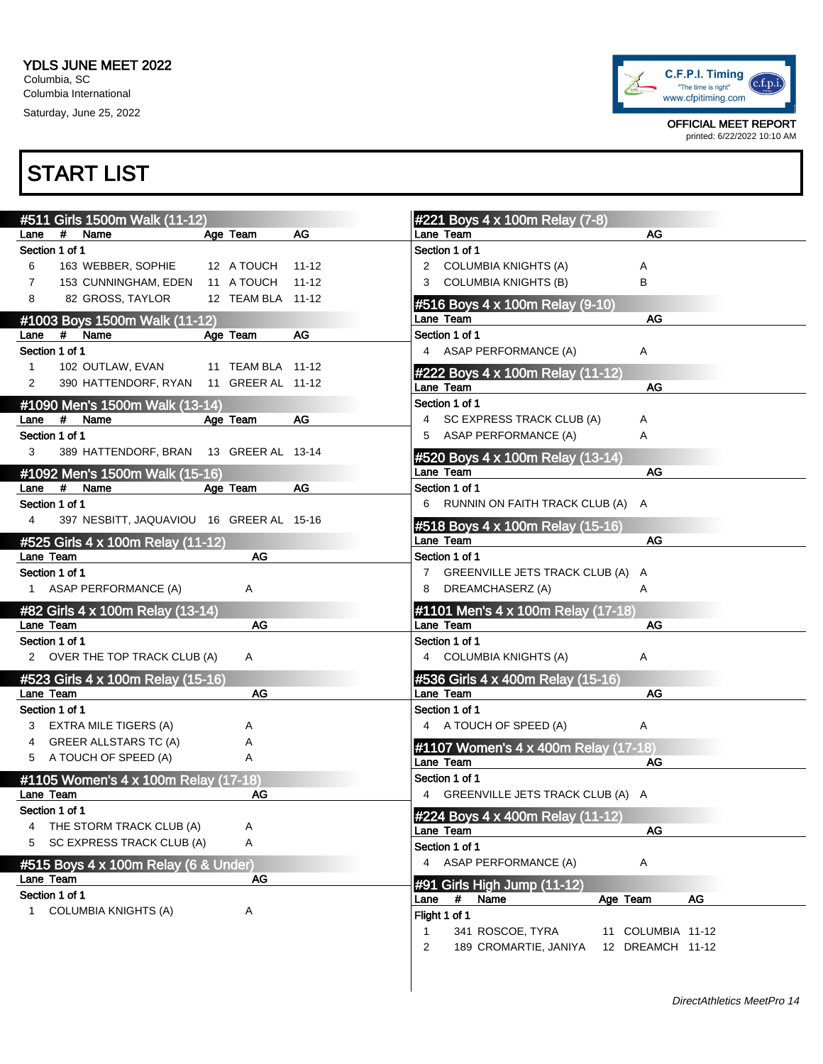YDLS JUNE MEET 2022
Columbia, SC
Columbia International
Saturday, June 25, 2022

C.F.P.I. Timing
"The time is right"
www.cfpitiming.com

OFFICIAL MEET REPORT
printed: 6/22/2022 10:10 AM

# START LIST

## #511 Girls 1500m Walk (11-12)

| Lane | # | Name | Age | Team | AG |
|---|---|---|---|---|---|
| **Section 1 of 1** | | | | | |
| 6 | 163 | WEBBER, SOPHIE | 12 | A TOUCH | 11-12 |
| 7 | 153 | CUNNINGHAM, EDEN | 11 | A TOUCH | 11-12 |
| 8 | 82 | GROSS, TAYLOR | 12 | TEAM BLA | 11-12 |

## #1003 Boys 1500m Walk (11-12)

| Lane | # | Name | Age | Team | AG |
|---|---|---|---|---|---|
| **Section 1 of 1** | | | | | |
| 1 | 102 | OUTLAW, EVAN | 11 | TEAM BLA | 11-12 |
| 2 | 390 | HATTENDORF, RYAN | 11 | GREER AL | 11-12 |

## #1090 Men's 1500m Walk (13-14)

| Lane | # | Name | Age | Team | AG |
|---|---|---|---|---|---|
| **Section 1 of 1** | | | | | |
| 3 | 389 | HATTENDORF, BRAN | 13 | GREER AL | 13-14 |

## #1092 Men's 1500m Walk (15-16)

| Lane | # | Name | Age | Team | AG |
|---|---|---|---|---|---|
| **Section 1 of 1** | | | | | |
| 4 | 397 | NESBITT, JAQUAVIOU | 16 | GREER AL | 15-16 |

## #525 Girls 4 x 100m Relay (11-12)

| Lane | Team | AG |
|---|---|---|
| **Section 1 of 1** | | |
| 1 | ASAP PERFORMANCE (A) | A |

## #82 Girls 4 x 100m Relay (13-14)

| Lane | Team | AG |
|---|---|---|
| **Section 1 of 1** | | |
| 2 | OVER THE TOP TRACK CLUB (A) | A |

## #523 Girls 4 x 100m Relay (15-16)

| Lane | Team | AG |
|---|---|---|
| **Section 1 of 1** | | |
| 3 | EXTRA MILE TIGERS (A) | A |
| 4 | GREER ALLSTARS TC (A) | A |
| 5 | A TOUCH OF SPEED (A) | A |

## #1105 Women's 4 x 100m Relay (17-18)

| Lane | Team | AG |
|---|---|---|
| **Section 1 of 1** | | |
| 4 | THE STORM TRACK CLUB (A) | A |
| 5 | SC EXPRESS TRACK CLUB (A) | A |

## #515 Boys 4 x 100m Relay (6 & Under)

| Lane | Team | AG |
|---|---|---|
| **Section 1 of 1** | | |
| 1 | COLUMBIA KNIGHTS (A) | A |

## #221 Boys 4 x 100m Relay (7-8)

| Lane | Team | AG |
|---|---|---|
| **Section 1 of 1** | | |
| 2 | COLUMBIA KNIGHTS (A) | A |
| 3 | COLUMBIA KNIGHTS (B) | B |

## #516 Boys 4 x 100m Relay (9-10)

| Lane | Team | AG |
|---|---|---|
| **Section 1 of 1** | | |
| 4 | ASAP PERFORMANCE (A) | A |

## #222 Boys 4 x 100m Relay (11-12)

| Lane | Team | AG |
|---|---|---|
| **Section 1 of 1** | | |
| 4 | SC EXPRESS TRACK CLUB (A) | A |
| 5 | ASAP PERFORMANCE (A) | A |

## #520 Boys 4 x 100m Relay (13-14)

| Lane | Team | AG |
|---|---|---|
| **Section 1 of 1** | | |
| 6 | RUNNIN ON FAITH TRACK CLUB (A) | A |

## #518 Boys 4 x 100m Relay (15-16)

| Lane | Team | AG |
|---|---|---|
| **Section 1 of 1** | | |
| 7 | GREENVILLE JETS TRACK CLUB (A) | A |
| 8 | DREAMCHASERZ (A) | A |

## #1101 Men's 4 x 100m Relay (17-18)

| Lane | Team | AG |
|---|---|---|
| **Section 1 of 1** | | |
| 4 | COLUMBIA KNIGHTS (A) | A |

## #536 Girls 4 x 400m Relay (15-16)

| Lane | Team | AG |
|---|---|---|
| **Section 1 of 1** | | |
| 4 | A TOUCH OF SPEED (A) | A |

## #1107 Women's 4 x 400m Relay (17-18)

| Lane | Team | AG |
|---|---|---|
| **Section 1 of 1** | | |
| 4 | GREENVILLE JETS TRACK CLUB (A) | A |

## #224 Boys 4 x 400m Relay (11-12)

| Lane | Team | AG |
|---|---|---|
| **Section 1 of 1** | | |
| 4 | ASAP PERFORMANCE (A) | A |

## #91 Girls High Jump (11-12)

| Lane | # | Name | Age | Team | AG |
|---|---|---|---|---|---|
| **Flight 1 of 1** | | | | | |
| 1 | 341 | ROSCOE, TYRA | 11 | COLUMBIA | 11-12 |
| 2 | 189 | CROMARTIE, JANIYA | 12 | DREAMCH | 11-12 |

*DirectAthletics MeetPro 14*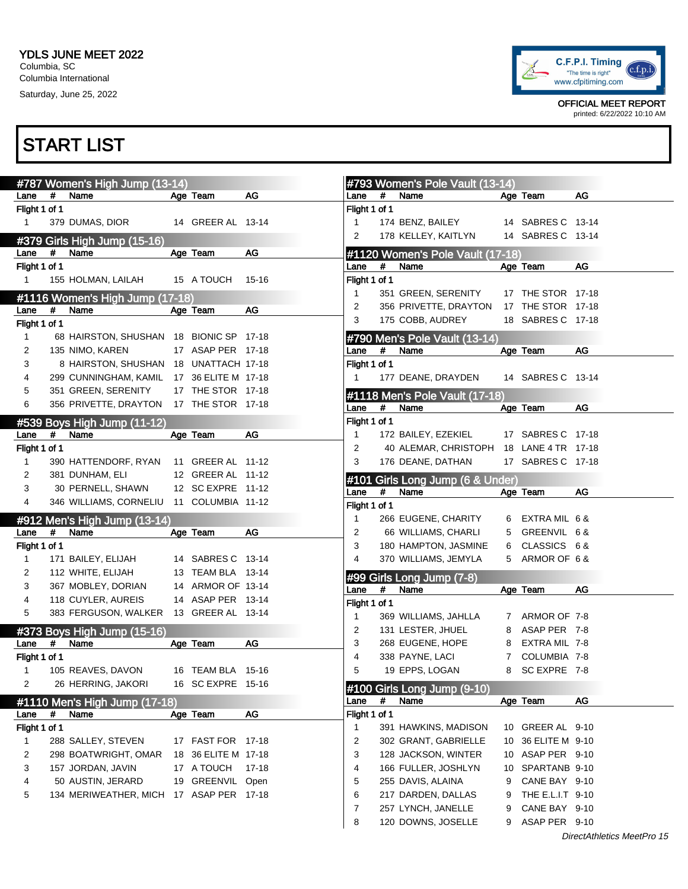YDLS JUNE MEET 2022
Columbia, SC
Columbia International
Saturday, June 25, 2022

C.F.P.I. Timing "The time is right" www.cfpitiming.com

OFFICIAL MEET REPORT
printed: 6/22/2022 10:10 AM

# START LIST

## #787 Women's High Jump (13-14)

| Lane | # | Name | Age | Team | AG |
|---|---|---|---|---|---|
| Flight 1 of 1 | | | | | |
| 1 | 379 | DUMAS, DIOR | 14 | GREER AL | 13-14 |

## #379 Girls High Jump (15-16)

| Lane | # | Name | Age | Team | AG |
|---|---|---|---|---|---|
| Flight 1 of 1 | | | | | |
| 1 | 155 | HOLMAN, LAILAH | 15 | A TOUCH | 15-16 |

## #1116 Women's High Jump (17-18)

| Lane | # | Name | Age | Team | AG |
|---|---|---|---|---|---|
| Flight 1 of 1 | | | | | |
| 1 | 68 | HAIRSTON, SHUSHAN | 18 | BIONIC SP | 17-18 |
| 2 | 135 | NIMO, KAREN | 17 | ASAP PER | 17-18 |
| 3 | 8 | HAIRSTON, SHUSHAN | 18 | UNATTACH | 17-18 |
| 4 | 299 | CUNNINGHAM, KAMIL | 17 | 36 ELITE M | 17-18 |
| 5 | 351 | GREEN, SERENITY | 17 | THE STOR | 17-18 |
| 6 | 356 | PRIVETTE, DRAYTON | 17 | THE STOR | 17-18 |

## #539 Boys High Jump (11-12)

| Lane | # | Name | Age | Team | AG |
|---|---|---|---|---|---|
| Flight 1 of 1 | | | | | |
| 1 | 390 | HATTENDORF, RYAN | 11 | GREER AL | 11-12 |
| 2 | 381 | DUNHAM, ELI | 12 | GREER AL | 11-12 |
| 3 | 30 | PERNELL, SHAWN | 12 | SC EXPRE | 11-12 |
| 4 | 346 | WILLIAMS, CORNELIU | 11 | COLUMBIA | 11-12 |

## #912 Men's High Jump (13-14)

| Lane | # | Name | Age | Team | AG |
|---|---|---|---|---|---|
| Flight 1 of 1 | | | | | |
| 1 | 171 | BAILEY, ELIJAH | 14 | SABRES C | 13-14 |
| 2 | 112 | WHITE, ELIJAH | 13 | TEAM BLA | 13-14 |
| 3 | 367 | MOBLEY, DORIAN | 14 | ARMOR OF | 13-14 |
| 4 | 118 | CUYLER, AUREIS | 14 | ASAP PER | 13-14 |
| 5 | 383 | FERGUSON, WALKER | 13 | GREER AL | 13-14 |

## #373 Boys High Jump (15-16)

| Lane | # | Name | Age | Team | AG |
|---|---|---|---|---|---|
| Flight 1 of 1 | | | | | |
| 1 | 105 | REAVES, DAVON | 16 | TEAM BLA | 15-16 |
| 2 | 26 | HERRING, JAKORI | 16 | SC EXPRE | 15-16 |

## #1110 Men's High Jump (17-18)

| Lane | # | Name | Age | Team | AG |
|---|---|---|---|---|---|
| Flight 1 of 1 | | | | | |
| 1 | 288 | SALLEY, STEVEN | 17 | FAST FOR | 17-18 |
| 2 | 298 | BOATWRIGHT, OMAR | 18 | 36 ELITE M | 17-18 |
| 3 | 157 | JORDAN, JAVIN | 17 | A TOUCH | 17-18 |
| 4 | 50 | AUSTIN, JERARD | 19 | GREENVIL | Open |
| 5 | 134 | MERIWEATHER, MICH | 17 | ASAP PER | 17-18 |

## #793 Women's Pole Vault (13-14)

| Lane | # | Name | Age | Team | AG |
|---|---|---|---|---|---|
| Flight 1 of 1 | | | | | |
| 1 | 174 | BENZ, BAILEY | 14 | SABRES C | 13-14 |
| 2 | 178 | KELLEY, KAITLYN | 14 | SABRES C | 13-14 |

## #1120 Women's Pole Vault (17-18)

| Lane | # | Name | Age | Team | AG |
|---|---|---|---|---|---|
| Flight 1 of 1 | | | | | |
| 1 | 351 | GREEN, SERENITY | 17 | THE STOR | 17-18 |
| 2 | 356 | PRIVETTE, DRAYTON | 17 | THE STOR | 17-18 |
| 3 | 175 | COBB, AUDREY | 18 | SABRES C | 17-18 |

## #790 Men's Pole Vault (13-14)

| Lane | # | Name | Age | Team | AG |
|---|---|---|---|---|---|
| Flight 1 of 1 | | | | | |
| 1 | 177 | DEANE, DRAYDEN | 14 | SABRES C | 13-14 |

## #1118 Men's Pole Vault (17-18)

| Lane | # | Name | Age | Team | AG |
|---|---|---|---|---|---|
| Flight 1 of 1 | | | | | |
| 1 | 172 | BAILEY, EZEKIEL | 17 | SABRES C | 17-18 |
| 2 | 40 | ALEMAR, CHRISTOPH | 18 | LANE 4 TR | 17-18 |
| 3 | 176 | DEANE, DATHAN | 17 | SABRES C | 17-18 |

## #101 Girls Long Jump (6 & Under)

| Lane | # | Name | Age | Team | AG |
|---|---|---|---|---|---|
| Flight 1 of 1 | | | | | |
| 1 | 266 | EUGENE, CHARITY | 6 | EXTRA MIL | 6 & |
| 2 | 66 | WILLIAMS, CHARLI | 5 | GREENVIL | 6 & |
| 3 | 180 | HAMPTON, JASMINE | 6 | CLASSICS | 6 & |
| 4 | 370 | WILLIAMS, JEMYLA | 5 | ARMOR OF | 6 & |

## #99 Girls Long Jump (7-8)

| Lane | # | Name | Age | Team | AG |
|---|---|---|---|---|---|
| Flight 1 of 1 | | | | | |
| 1 | 369 | WILLIAMS, JAHLLA | 7 | ARMOR OF | 7-8 |
| 2 | 131 | LESTER, JHUEL | 8 | ASAP PER | 7-8 |
| 3 | 268 | EUGENE, HOPE | 8 | EXTRA MIL | 7-8 |
| 4 | 338 | PAYNE, LACI | 7 | COLUMBIA | 7-8 |
| 5 | 19 | EPPS, LOGAN | 8 | SC EXPRE | 7-8 |

## #100 Girls Long Jump (9-10)

| Lane | # | Name | Age | Team | AG |
|---|---|---|---|---|---|
| Flight 1 of 1 | | | | | |
| 1 | 391 | HAWKINS, MADISON | 10 | GREER AL | 9-10 |
| 2 | 302 | GRANT, GABRIELLE | 10 | 36 ELITE M | 9-10 |
| 3 | 128 | JACKSON, WINTER | 10 | ASAP PER | 9-10 |
| 4 | 166 | FULLER, JOSHLYN | 10 | SPARTANB | 9-10 |
| 5 | 255 | DAVIS, ALAINA | 9 | CANE BAY | 9-10 |
| 6 | 217 | DARDEN, DALLAS | 9 | THE E.L.I.T | 9-10 |
| 7 | 257 | LYNCH, JANELLE | 9 | CANE BAY | 9-10 |
| 8 | 120 | DOWNS, JOSELLE | 9 | ASAP PER | 9-10 |

*DirectAthletics MeetPro 15*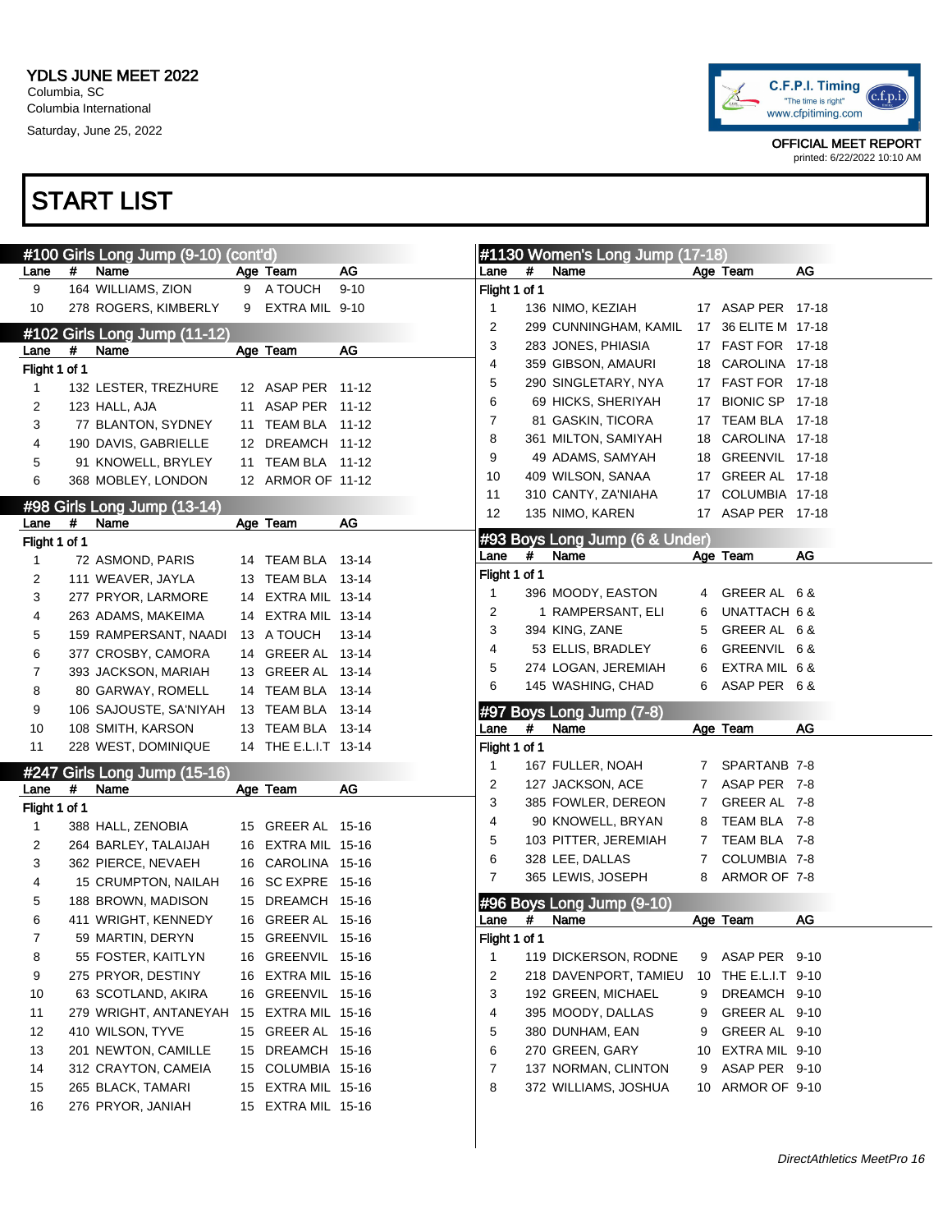YDLS JUNE MEET 2022
Columbia, SC
Columbia International
Saturday, June 25, 2022

C.F.P.I. Timing "The time is right" www.cfpitiming.com

OFFICIAL MEET REPORT
printed: 6/22/2022 10:10 AM

# START LIST

## #100 Girls Long Jump (9-10) (cont'd)

| Lane | # | Name | Age | Team | AG |
|---|---|---|---|---|---|
| 9 | 164 | WILLIAMS, ZION | 9 | A TOUCH | 9-10 |
| 10 | 278 | ROGERS, KIMBERLY | 9 | EXTRA MIL | 9-10 |

## #102 Girls Long Jump (11-12)

Flight 1 of 1

| Lane | # | Name | Age | Team | AG |
|---|---|---|---|---|---|
| 1 | 132 | LESTER, TREZHURE | 12 | ASAP PER | 11-12 |
| 2 | 123 | HALL, AJA | 11 | ASAP PER | 11-12 |
| 3 | 77 | BLANTON, SYDNEY | 11 | TEAM BLA | 11-12 |
| 4 | 190 | DAVIS, GABRIELLE | 12 | DREAMCH | 11-12 |
| 5 | 91 | KNOWELL, BRYLEY | 11 | TEAM BLA | 11-12 |
| 6 | 368 | MOBLEY, LONDON | 12 | ARMOR OF | 11-12 |

## #98 Girls Long Jump (13-14)

Flight 1 of 1

| Lane | # | Name | Age | Team | AG |
|---|---|---|---|---|---|
| 1 | 72 | ASMOND, PARIS | 14 | TEAM BLA | 13-14 |
| 2 | 111 | WEAVER, JAYLA | 13 | TEAM BLA | 13-14 |
| 3 | 277 | PRYOR, LARMORE | 14 | EXTRA MIL | 13-14 |
| 4 | 263 | ADAMS, MAKEIMA | 14 | EXTRA MIL | 13-14 |
| 5 | 159 | RAMPERSANT, NAADI | 13 | A TOUCH | 13-14 |
| 6 | 377 | CROSBY, CAMORA | 14 | GREER AL | 13-14 |
| 7 | 393 | JACKSON, MARIAH | 13 | GREER AL | 13-14 |
| 8 | 80 | GARWAY, ROMELL | 14 | TEAM BLA | 13-14 |
| 9 | 106 | SAJOUSTE, SA'NIYAH | 13 | TEAM BLA | 13-14 |
| 10 | 108 | SMITH, KARSON | 13 | TEAM BLA | 13-14 |
| 11 | 228 | WEST, DOMINIQUE | 14 | THE E.L.I.T | 13-14 |

## #247 Girls Long Jump (15-16)

Flight 1 of 1

| Lane | # | Name | Age | Team | AG |
|---|---|---|---|---|---|
| 1 | 388 | HALL, ZENOBIA | 15 | GREER AL | 15-16 |
| 2 | 264 | BARLEY, TALAIJAH | 16 | EXTRA MIL | 15-16 |
| 3 | 362 | PIERCE, NEVAEH | 16 | CAROLINA | 15-16 |
| 4 | 15 | CRUMPTON, NAILAH | 16 | SC EXPRE | 15-16 |
| 5 | 188 | BROWN, MADISON | 15 | DREAMCH | 15-16 |
| 6 | 411 | WRIGHT, KENNEDY | 16 | GREER AL | 15-16 |
| 7 | 59 | MARTIN, DERYN | 15 | GREENVIL | 15-16 |
| 8 | 55 | FOSTER, KAITLYN | 16 | GREENVIL | 15-16 |
| 9 | 275 | PRYOR, DESTINY | 16 | EXTRA MIL | 15-16 |
| 10 | 63 | SCOTLAND, AKIRA | 16 | GREENVIL | 15-16 |
| 11 | 279 | WRIGHT, ANTANEYAH | 15 | EXTRA MIL | 15-16 |
| 12 | 410 | WILSON, TYVE | 15 | GREER AL | 15-16 |
| 13 | 201 | NEWTON, CAMILLE | 15 | DREAMCH | 15-16 |
| 14 | 312 | CRAYTON, CAMEIA | 15 | COLUMBIA | 15-16 |
| 15 | 265 | BLACK, TAMARI | 15 | EXTRA MIL | 15-16 |
| 16 | 276 | PRYOR, JANIAH | 15 | EXTRA MIL | 15-16 |

## #1130 Women's Long Jump (17-18)

Flight 1 of 1

| Lane | # | Name | Age | Team | AG |
|---|---|---|---|---|---|
| 1 | 136 | NIMO, KEZIAH | 17 | ASAP PER | 17-18 |
| 2 | 299 | CUNNINGHAM, KAMIL | 17 | 36 ELITE M | 17-18 |
| 3 | 283 | JONES, PHIASIA | 17 | FAST FOR | 17-18 |
| 4 | 359 | GIBSON, AMAURI | 18 | CAROLINA | 17-18 |
| 5 | 290 | SINGLETARY, NYA | 17 | FAST FOR | 17-18 |
| 6 | 69 | HICKS, SHERIYAH | 17 | BIONIC SP | 17-18 |
| 7 | 81 | GASKIN, TICORA | 17 | TEAM BLA | 17-18 |
| 8 | 361 | MILTON, SAMIYAH | 18 | CAROLINA | 17-18 |
| 9 | 49 | ADAMS, SAMYAH | 18 | GREENVIL | 17-18 |
| 10 | 409 | WILSON, SANAA | 17 | GREER AL | 17-18 |
| 11 | 310 | CANTY, ZA'NIAHA | 17 | COLUMBIA | 17-18 |
| 12 | 135 | NIMO, KAREN | 17 | ASAP PER | 17-18 |

## #93 Boys Long Jump (6 & Under)

Flight 1 of 1

| Lane | # | Name | Age | Team | AG |
|---|---|---|---|---|---|
| 1 | 396 | MOODY, EASTON | 4 | GREER AL | 6 & |
| 2 | 1 | RAMPERSANT, ELI | 6 | UNATTACH | 6 & |
| 3 | 394 | KING, ZANE | 5 | GREER AL | 6 & |
| 4 | 53 | ELLIS, BRADLEY | 6 | GREENVIL | 6 & |
| 5 | 274 | LOGAN, JEREMIAH | 6 | EXTRA MIL | 6 & |
| 6 | 145 | WASHING, CHAD | 6 | ASAP PER | 6 & |

## #97 Boys Long Jump (7-8)

Flight 1 of 1

| Lane | # | Name | Age | Team | AG |
|---|---|---|---|---|---|
| 1 | 167 | FULLER, NOAH | 7 | SPARTANB | 7-8 |
| 2 | 127 | JACKSON, ACE | 7 | ASAP PER | 7-8 |
| 3 | 385 | FOWLER, DEREON | 7 | GREER AL | 7-8 |
| 4 | 90 | KNOWELL, BRYAN | 8 | TEAM BLA | 7-8 |
| 5 | 103 | PITTER, JEREMIAH | 7 | TEAM BLA | 7-8 |
| 6 | 328 | LEE, DALLAS | 7 | COLUMBIA | 7-8 |
| 7 | 365 | LEWIS, JOSEPH | 8 | ARMOR OF | 7-8 |

## #96 Boys Long Jump (9-10)

Flight 1 of 1

| Lane | # | Name | Age | Team | AG |
|---|---|---|---|---|---|
| 1 | 119 | DICKERSON, RODNE | 9 | ASAP PER | 9-10 |
| 2 | 218 | DAVENPORT, TAMIEU | 10 | THE E.L.I.T | 9-10 |
| 3 | 192 | GREEN, MICHAEL | 9 | DREAMCH | 9-10 |
| 4 | 395 | MOODY, DALLAS | 9 | GREER AL | 9-10 |
| 5 | 380 | DUNHAM, EAN | 9 | GREER AL | 9-10 |
| 6 | 270 | GREEN, GARY | 10 | EXTRA MIL | 9-10 |
| 7 | 137 | NORMAN, CLINTON | 9 | ASAP PER | 9-10 |
| 8 | 372 | WILLIAMS, JOSHUA | 10 | ARMOR OF | 9-10 |

*DirectAthletics MeetPro 16*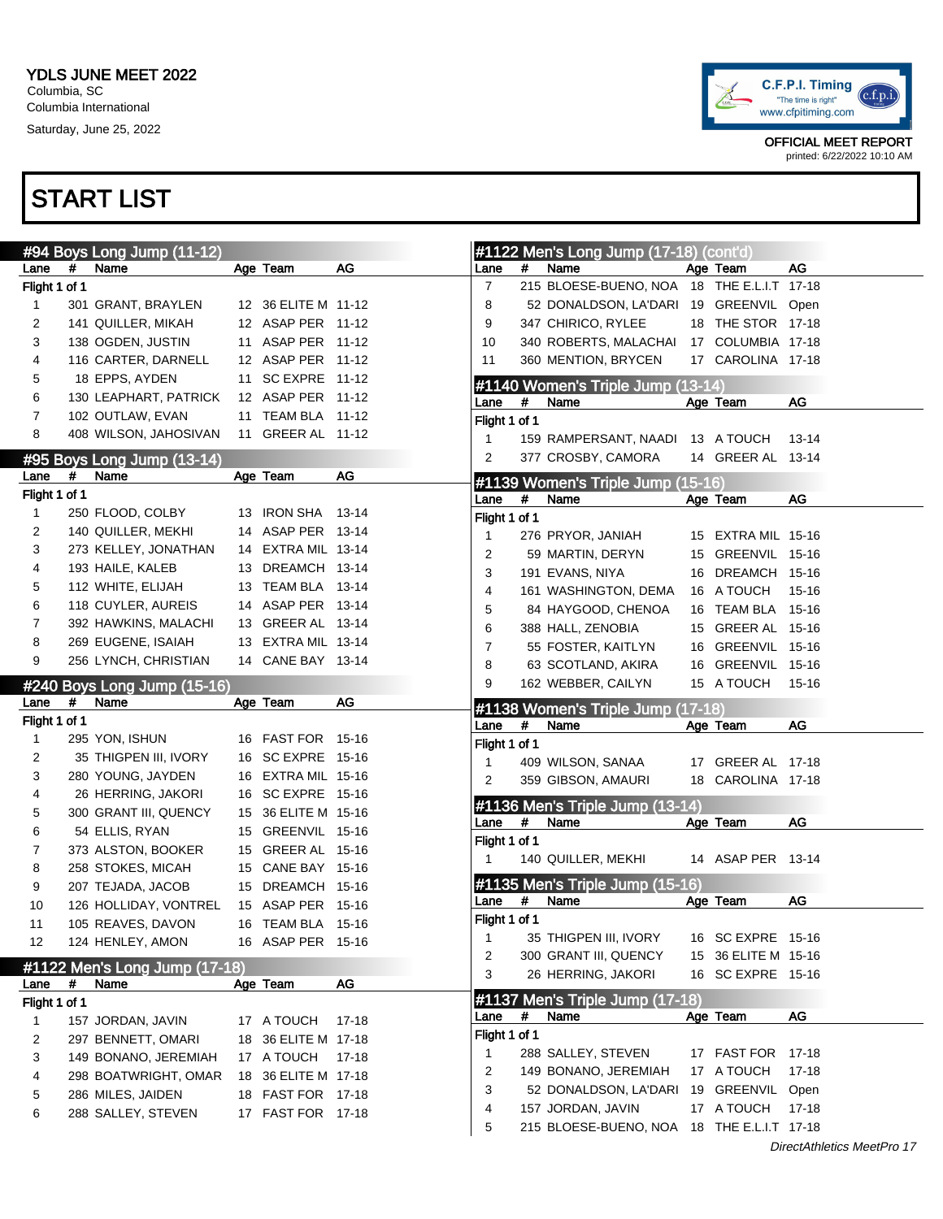YDLS JUNE MEET 2022
Columbia, SC
Columbia International
Saturday, June 25, 2022

C.F.P.I. Timing
"The time is right"
www.cfpitiming.com

OFFICIAL MEET REPORT
printed: 6/22/2022 10:10 AM

# START LIST

## #94 Boys Long Jump (11-12)

Flight 1 of 1

| Lane | # | Name | Age | Team | AG |
|---|---|---|---|---|---|
| 1 | 301 | GRANT, BRAYLEN | 12 | 36 ELITE M | 11-12 |
| 2 | 141 | QUILLER, MIKAH | 12 | ASAP PER | 11-12 |
| 3 | 138 | OGDEN, JUSTIN | 11 | ASAP PER | 11-12 |
| 4 | 116 | CARTER, DARNELL | 12 | ASAP PER | 11-12 |
| 5 | 18 | EPPS, AYDEN | 11 | SC EXPRE | 11-12 |
| 6 | 130 | LEAPHART, PATRICK | 12 | ASAP PER | 11-12 |
| 7 | 102 | OUTLAW, EVAN | 11 | TEAM BLA | 11-12 |
| 8 | 408 | WILSON, JAHOSIVAN | 11 | GREER AL | 11-12 |

## #95 Boys Long Jump (13-14)

Flight 1 of 1

| Lane | # | Name | Age | Team | AG |
|---|---|---|---|---|---|
| 1 | 250 | FLOOD, COLBY | 13 | IRON SHA | 13-14 |
| 2 | 140 | QUILLER, MEKHI | 14 | ASAP PER | 13-14 |
| 3 | 273 | KELLEY, JONATHAN | 14 | EXTRA MIL | 13-14 |
| 4 | 193 | HAILE, KALEB | 13 | DREAMCH | 13-14 |
| 5 | 112 | WHITE, ELIJAH | 13 | TEAM BLA | 13-14 |
| 6 | 118 | CUYLER, AUREIS | 14 | ASAP PER | 13-14 |
| 7 | 392 | HAWKINS, MALACHI | 13 | GREER AL | 13-14 |
| 8 | 269 | EUGENE, ISAIAH | 13 | EXTRA MIL | 13-14 |
| 9 | 256 | LYNCH, CHRISTIAN | 14 | CANE BAY | 13-14 |

## #240 Boys Long Jump (15-16)

Flight 1 of 1

| Lane | # | Name | Age | Team | AG |
|---|---|---|---|---|---|
| 1 | 295 | YON, ISHUN | 16 | FAST FOR | 15-16 |
| 2 | 35 | THIGPEN III, IVORY | 16 | SC EXPRE | 15-16 |
| 3 | 280 | YOUNG, JAYDEN | 16 | EXTRA MIL | 15-16 |
| 4 | 26 | HERRING, JAKORI | 16 | SC EXPRE | 15-16 |
| 5 | 300 | GRANT III, QUENCY | 15 | 36 ELITE M | 15-16 |
| 6 | 54 | ELLIS, RYAN | 15 | GREENVIL | 15-16 |
| 7 | 373 | ALSTON, BOOKER | 15 | GREER AL | 15-16 |
| 8 | 258 | STOKES, MICAH | 15 | CANE BAY | 15-16 |
| 9 | 207 | TEJADA, JACOB | 15 | DREAMCH | 15-16 |
| 10 | 126 | HOLLIDAY, VONTREL | 15 | ASAP PER | 15-16 |
| 11 | 105 | REAVES, DAVON | 16 | TEAM BLA | 15-16 |
| 12 | 124 | HENLEY, AMON | 16 | ASAP PER | 15-16 |

## #1122 Men's Long Jump (17-18)

Flight 1 of 1

| Lane | # | Name | Age | Team | AG |
|---|---|---|---|---|---|
| 1 | 157 | JORDAN, JAVIN | 17 | A TOUCH | 17-18 |
| 2 | 297 | BENNETT, OMARI | 18 | 36 ELITE M | 17-18 |
| 3 | 149 | BONANO, JEREMIAH | 17 | A TOUCH | 17-18 |
| 4 | 298 | BOATWRIGHT, OMAR | 18 | 36 ELITE M | 17-18 |
| 5 | 286 | MILES, JAIDEN | 18 | FAST FOR | 17-18 |
| 6 | 288 | SALLEY, STEVEN | 17 | FAST FOR | 17-18 |
| 7 | 215 | BLOESE-BUENO, NOA | 18 | THE E.L.I.T | 17-18 |
| 8 | 52 | DONALDSON, LA'DARI | 19 | GREENVIL | Open |
| 9 | 347 | CHIRICO, RYLEE | 18 | THE STOR | 17-18 |
| 10 | 340 | ROBERTS, MALACHAI | 17 | COLUMBIA | 17-18 |
| 11 | 360 | MENTION, BRYCEN | 17 | CAROLINA | 17-18 |

## #1140 Women's Triple Jump (13-14)

Flight 1 of 1

| Lane | # | Name | Age | Team | AG |
|---|---|---|---|---|---|
| 1 | 159 | RAMPERSANT, NAADI | 13 | A TOUCH | 13-14 |
| 2 | 377 | CROSBY, CAMORA | 14 | GREER AL | 13-14 |

## #1139 Women's Triple Jump (15-16)

Flight 1 of 1

| Lane | # | Name | Age | Team | AG |
|---|---|---|---|---|---|
| 1 | 276 | PRYOR, JANIAH | 15 | EXTRA MIL | 15-16 |
| 2 | 59 | MARTIN, DERYN | 15 | GREENVIL | 15-16 |
| 3 | 191 | EVANS, NIYA | 16 | DREAMCH | 15-16 |
| 4 | 161 | WASHINGTON, DEMA | 16 | A TOUCH | 15-16 |
| 5 | 84 | HAYGOOD, CHENOA | 16 | TEAM BLA | 15-16 |
| 6 | 388 | HALL, ZENOBIA | 15 | GREER AL | 15-16 |
| 7 | 55 | FOSTER, KAITLYN | 16 | GREENVIL | 15-16 |
| 8 | 63 | SCOTLAND, AKIRA | 16 | GREENVIL | 15-16 |
| 9 | 162 | WEBBER, CAILYN | 15 | A TOUCH | 15-16 |

## #1138 Women's Triple Jump (17-18)

Flight 1 of 1

| Lane | # | Name | Age | Team | AG |
|---|---|---|---|---|---|
| 1 | 409 | WILSON, SANAA | 17 | GREER AL | 17-18 |
| 2 | 359 | GIBSON, AMAURI | 18 | CAROLINA | 17-18 |

## #1136 Men's Triple Jump (13-14)

Flight 1 of 1

| Lane | # | Name | Age | Team | AG |
|---|---|---|---|---|---|
| 1 | 140 | QUILLER, MEKHI | 14 | ASAP PER | 13-14 |

## #1135 Men's Triple Jump (15-16)

Flight 1 of 1

| Lane | # | Name | Age | Team | AG |
|---|---|---|---|---|---|
| 1 | 35 | THIGPEN III, IVORY | 16 | SC EXPRE | 15-16 |
| 2 | 300 | GRANT III, QUENCY | 15 | 36 ELITE M | 15-16 |
| 3 | 26 | HERRING, JAKORI | 16 | SC EXPRE | 15-16 |

## #1137 Men's Triple Jump (17-18)

Flight 1 of 1

| Lane | # | Name | Age | Team | AG |
|---|---|---|---|---|---|
| 1 | 288 | SALLEY, STEVEN | 17 | FAST FOR | 17-18 |
| 2 | 149 | BONANO, JEREMIAH | 17 | A TOUCH | 17-18 |
| 3 | 52 | DONALDSON, LA'DARI | 19 | GREENVIL | Open |
| 4 | 157 | JORDAN, JAVIN | 17 | A TOUCH | 17-18 |
| 5 | 215 | BLOESE-BUENO, NOA | 18 | THE E.L.I.T | 17-18 |

*DirectAthletics MeetPro 17*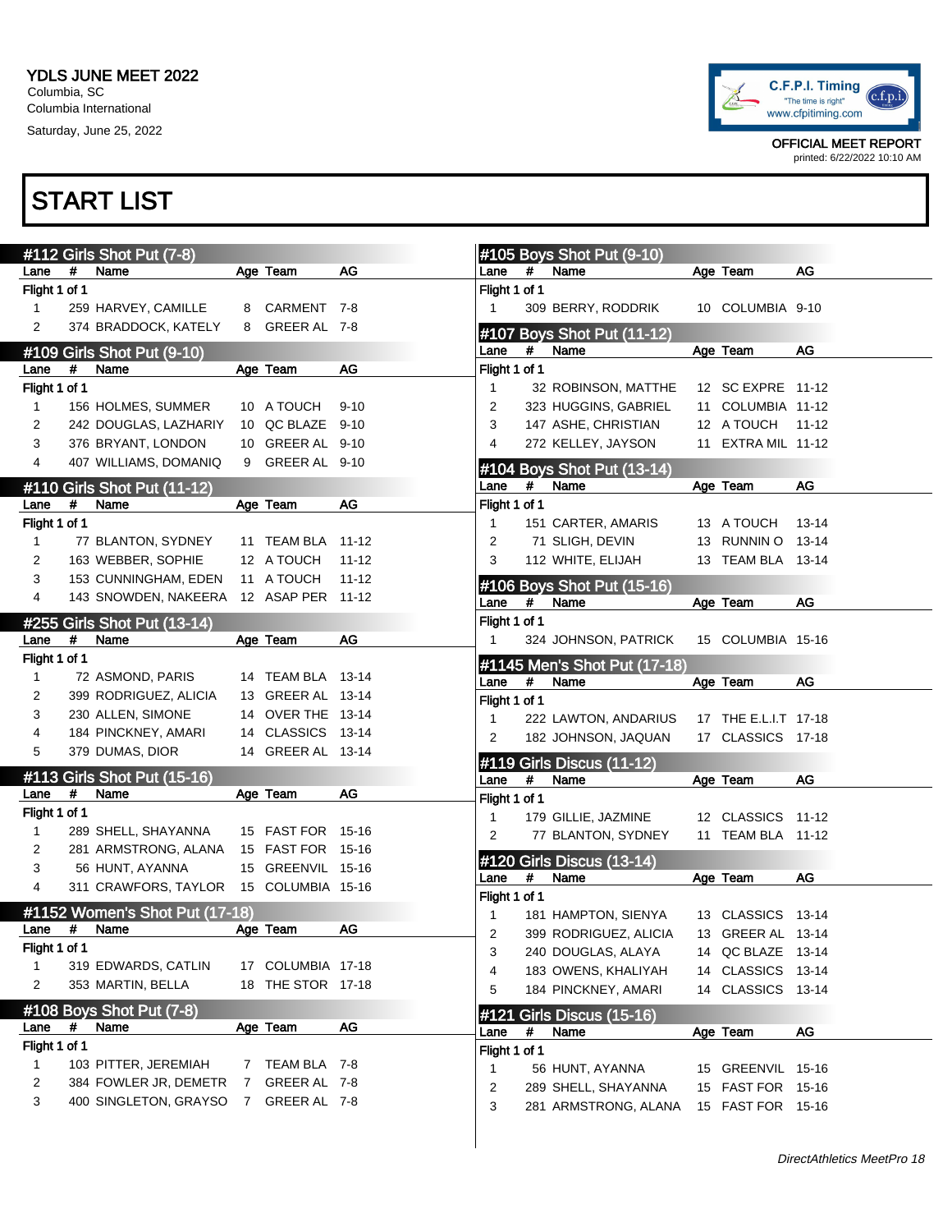YDLS JUNE MEET 2022
Columbia, SC
Columbia International
Saturday, June 25, 2022

C.F.P.I. Timing "The time is right" www.cfpitiming.com

OFFICIAL MEET REPORT
printed: 6/22/2022 10:10 AM

# START LIST

## #112 Girls Shot Put (7-8)

Flight 1 of 1

| Lane | # | Name | Age | Team | AG |
|---|---|---|---|---|---|
| 1 | 259 | HARVEY, CAMILLE | 8 | CARMENT | 7-8 |
| 2 | 374 | BRADDOCK, KATELY | 8 | GREER AL | 7-8 |

## #109 Girls Shot Put (9-10)

Flight 1 of 1

| Lane | # | Name | Age | Team | AG |
|---|---|---|---|---|---|
| 1 | 156 | HOLMES, SUMMER | 10 | A TOUCH | 9-10 |
| 2 | 242 | DOUGLAS, LAZHARIY | 10 | QC BLAZE | 9-10 |
| 3 | 376 | BRYANT, LONDON | 10 | GREER AL | 9-10 |
| 4 | 407 | WILLIAMS, DOMANIQ | 9 | GREER AL | 9-10 |

## #110 Girls Shot Put (11-12)

Flight 1 of 1

| Lane | # | Name | Age | Team | AG |
|---|---|---|---|---|---|
| 1 | 77 | BLANTON, SYDNEY | 11 | TEAM BLA | 11-12 |
| 2 | 163 | WEBBER, SOPHIE | 12 | A TOUCH | 11-12 |
| 3 | 153 | CUNNINGHAM, EDEN | 11 | A TOUCH | 11-12 |
| 4 | 143 | SNOWDEN, NAKEERA | 12 | ASAP PER | 11-12 |

## #255 Girls Shot Put (13-14)

Flight 1 of 1

| Lane | # | Name | Age | Team | AG |
|---|---|---|---|---|---|
| 1 | 72 | ASMOND, PARIS | 14 | TEAM BLA | 13-14 |
| 2 | 399 | RODRIGUEZ, ALICIA | 13 | GREER AL | 13-14 |
| 3 | 230 | ALLEN, SIMONE | 14 | OVER THE | 13-14 |
| 4 | 184 | PINCKNEY, AMARI | 14 | CLASSICS | 13-14 |
| 5 | 379 | DUMAS, DIOR | 14 | GREER AL | 13-14 |

## #113 Girls Shot Put (15-16)

Flight 1 of 1

| Lane | # | Name | Age | Team | AG |
|---|---|---|---|---|---|
| 1 | 289 | SHELL, SHAYANNA | 15 | FAST FOR | 15-16 |
| 2 | 281 | ARMSTRONG, ALANA | 15 | FAST FOR | 15-16 |
| 3 | 56 | HUNT, AYANNA | 15 | GREENVIL | 15-16 |
| 4 | 311 | CRAWFORS, TAYLOR | 15 | COLUMBIA | 15-16 |

## #1152 Women's Shot Put (17-18)

Flight 1 of 1

| Lane | # | Name | Age | Team | AG |
|---|---|---|---|---|---|
| 1 | 319 | EDWARDS, CATLIN | 17 | COLUMBIA | 17-18 |
| 2 | 353 | MARTIN, BELLA | 18 | THE STOR | 17-18 |

## #108 Boys Shot Put (7-8)

Flight 1 of 1

| Lane | # | Name | Age | Team | AG |
|---|---|---|---|---|---|
| 1 | 103 | PITTER, JEREMIAH | 7 | TEAM BLA | 7-8 |
| 2 | 384 | FOWLER JR, DEMETR | 7 | GREER AL | 7-8 |
| 3 | 400 | SINGLETON, GRAYSO | 7 | GREER AL | 7-8 |

## #105 Boys Shot Put (9-10)

Flight 1 of 1

| Lane | # | Name | Age | Team | AG |
|---|---|---|---|---|---|
| 1 | 309 | BERRY, RODDRIK | 10 | COLUMBIA | 9-10 |

## #107 Boys Shot Put (11-12)

Flight 1 of 1

| Lane | # | Name | Age | Team | AG |
|---|---|---|---|---|---|
| 1 | 32 | ROBINSON, MATTHE | 12 | SC EXPRE | 11-12 |
| 2 | 323 | HUGGINS, GABRIEL | 11 | COLUMBIA | 11-12 |
| 3 | 147 | ASHE, CHRISTIAN | 12 | A TOUCH | 11-12 |
| 4 | 272 | KELLEY, JAYSON | 11 | EXTRA MIL | 11-12 |

## #104 Boys Shot Put (13-14)

Flight 1 of 1

| Lane | # | Name | Age | Team | AG |
|---|---|---|---|---|---|
| 1 | 151 | CARTER, AMARIS | 13 | A TOUCH | 13-14 |
| 2 | 71 | SLIGH, DEVIN | 13 | RUNNIN O | 13-14 |
| 3 | 112 | WHITE, ELIJAH | 13 | TEAM BLA | 13-14 |

## #106 Boys Shot Put (15-16)

Flight 1 of 1

| Lane | # | Name | Age | Team | AG |
|---|---|---|---|---|---|
| 1 | 324 | JOHNSON, PATRICK | 15 | COLUMBIA | 15-16 |

## #1145 Men's Shot Put (17-18)

Flight 1 of 1

| Lane | # | Name | Age | Team | AG |
|---|---|---|---|---|---|
| 1 | 222 | LAWTON, ANDARIUS | 17 | THE E.L.I.T | 17-18 |
| 2 | 182 | JOHNSON, JAQUAN | 17 | CLASSICS | 17-18 |

## #119 Girls Discus (11-12)

Flight 1 of 1

| Lane | # | Name | Age | Team | AG |
|---|---|---|---|---|---|
| 1 | 179 | GILLIE, JAZMINE | 12 | CLASSICS | 11-12 |
| 2 | 77 | BLANTON, SYDNEY | 11 | TEAM BLA | 11-12 |

## #120 Girls Discus (13-14)

Flight 1 of 1

| Lane | # | Name | Age | Team | AG |
|---|---|---|---|---|---|
| 1 | 181 | HAMPTON, SIENYA | 13 | CLASSICS | 13-14 |
| 2 | 399 | RODRIGUEZ, ALICIA | 13 | GREER AL | 13-14 |
| 3 | 240 | DOUGLAS, ALAYA | 14 | QC BLAZE | 13-14 |
| 4 | 183 | OWENS, KHALIYAH | 14 | CLASSICS | 13-14 |
| 5 | 184 | PINCKNEY, AMARI | 14 | CLASSICS | 13-14 |

## #121 Girls Discus (15-16)

Flight 1 of 1

| Lane | # | Name | Age | Team | AG |
|---|---|---|---|---|---|
| 1 | 56 | HUNT, AYANNA | 15 | GREENVIL | 15-16 |
| 2 | 289 | SHELL, SHAYANNA | 15 | FAST FOR | 15-16 |
| 3 | 281 | ARMSTRONG, ALANA | 15 | FAST FOR | 15-16 |

DirectAthletics MeetPro 18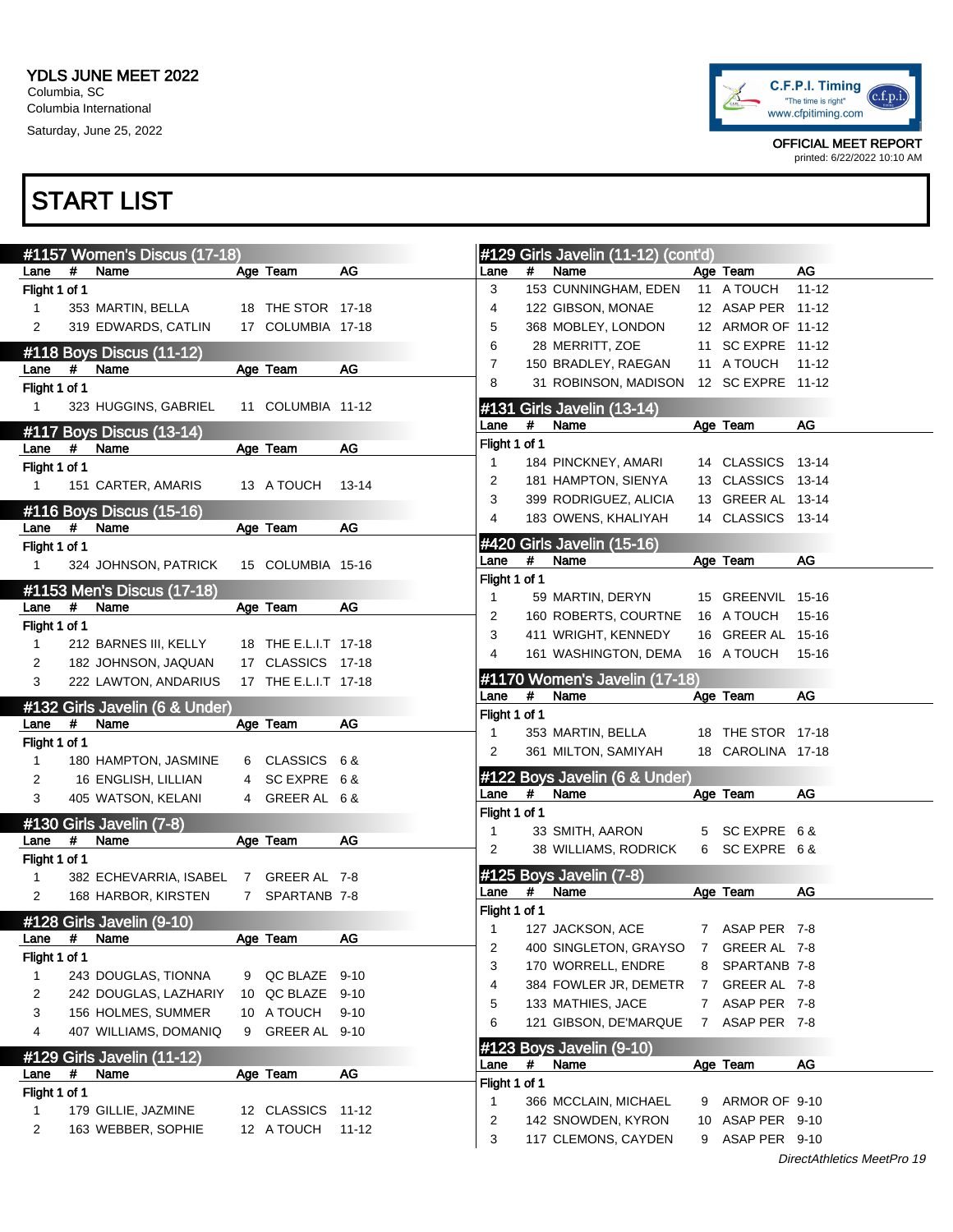YDLS JUNE MEET 2022
Columbia, SC
Columbia International
Saturday, June 25, 2022

C.F.P.I. Timing "The time is right" www.cfpitiming.com

OFFICIAL MEET REPORT
printed: 6/22/2022 10:10 AM

# START LIST

## #1157 Women's Discus (17-18)

| Lane | # | Name | Age | Team | AG |
|---|---|---|---|---|---|
| Flight 1 of 1 | | | | | |
| 1 | 353 | MARTIN, BELLA | 18 | THE STOR | 17-18 |
| 2 | 319 | EDWARDS, CATLIN | 17 | COLUMBIA | 17-18 |

## #118 Boys Discus (11-12)

| Lane | # | Name | Age | Team | AG |
|---|---|---|---|---|---|
| Flight 1 of 1 | | | | | |
| 1 | 323 | HUGGINS, GABRIEL | 11 | COLUMBIA | 11-12 |

## #117 Boys Discus (13-14)

| Lane | # | Name | Age | Team | AG |
|---|---|---|---|---|---|
| Flight 1 of 1 | | | | | |
| 1 | 151 | CARTER, AMARIS | 13 | A TOUCH | 13-14 |

## #116 Boys Discus (15-16)

| Lane | # | Name | Age | Team | AG |
|---|---|---|---|---|---|
| Flight 1 of 1 | | | | | |
| 1 | 324 | JOHNSON, PATRICK | 15 | COLUMBIA | 15-16 |

## #1153 Men's Discus (17-18)

| Lane | # | Name | Age | Team | AG |
|---|---|---|---|---|---|
| Flight 1 of 1 | | | | | |
| 1 | 212 | BARNES III, KELLY | 18 | THE E.L.I.T | 17-18 |
| 2 | 182 | JOHNSON, JAQUAN | 17 | CLASSICS | 17-18 |
| 3 | 222 | LAWTON, ANDARIUS | 17 | THE E.L.I.T | 17-18 |

## #132 Girls Javelin (6 & Under)

| Lane | # | Name | Age | Team | AG |
|---|---|---|---|---|---|
| Flight 1 of 1 | | | | | |
| 1 | 180 | HAMPTON, JASMINE | 6 | CLASSICS | 6 & |
| 2 | 16 | ENGLISH, LILLIAN | 4 | SC EXPRE | 6 & |
| 3 | 405 | WATSON, KELANI | 4 | GREER AL | 6 & |

## #130 Girls Javelin (7-8)

| Lane | # | Name | Age | Team | AG |
|---|---|---|---|---|---|
| Flight 1 of 1 | | | | | |
| 1 | 382 | ECHEVARRIA, ISABEL | 7 | GREER AL | 7-8 |
| 2 | 168 | HARBOR, KIRSTEN | 7 | SPARTANB | 7-8 |

## #128 Girls Javelin (9-10)

| Lane | # | Name | Age | Team | AG |
|---|---|---|---|---|---|
| Flight 1 of 1 | | | | | |
| 1 | 243 | DOUGLAS, TIONNA | 9 | QC BLAZE | 9-10 |
| 2 | 242 | DOUGLAS, LAZHARIY | 10 | QC BLAZE | 9-10 |
| 3 | 156 | HOLMES, SUMMER | 10 | A TOUCH | 9-10 |
| 4 | 407 | WILLIAMS, DOMANIQ | 9 | GREER AL | 9-10 |

## #129 Girls Javelin (11-12)

| Lane | # | Name | Age | Team | AG |
|---|---|---|---|---|---|
| Flight 1 of 1 | | | | | |
| 1 | 179 | GILLIE, JAZMINE | 12 | CLASSICS | 11-12 |
| 2 | 163 | WEBBER, SOPHIE | 12 | A TOUCH | 11-12 |
| 3 | 153 | CUNNINGHAM, EDEN | 11 | A TOUCH | 11-12 |
| 4 | 122 | GIBSON, MONAE | 12 | ASAP PER | 11-12 |
| 5 | 368 | MOBLEY, LONDON | 12 | ARMOR OF | 11-12 |
| 6 | 28 | MERRITT, ZOE | 11 | SC EXPRE | 11-12 |
| 7 | 150 | BRADLEY, RAEGAN | 11 | A TOUCH | 11-12 |
| 8 | 31 | ROBINSON, MADISON | 12 | SC EXPRE | 11-12 |

## #131 Girls Javelin (13-14)

| Lane | # | Name | Age | Team | AG |
|---|---|---|---|---|---|
| Flight 1 of 1 | | | | | |
| 1 | 184 | PINCKNEY, AMARI | 14 | CLASSICS | 13-14 |
| 2 | 181 | HAMPTON, SIENYA | 13 | CLASSICS | 13-14 |
| 3 | 399 | RODRIGUEZ, ALICIA | 13 | GREER AL | 13-14 |
| 4 | 183 | OWENS, KHALIYAH | 14 | CLASSICS | 13-14 |

## #420 Girls Javelin (15-16)

| Lane | # | Name | Age | Team | AG |
|---|---|---|---|---|---|
| Flight 1 of 1 | | | | | |
| 1 | 59 | MARTIN, DERYN | 15 | GREENVIL | 15-16 |
| 2 | 160 | ROBERTS, COURTNE | 16 | A TOUCH | 15-16 |
| 3 | 411 | WRIGHT, KENNEDY | 16 | GREER AL | 15-16 |
| 4 | 161 | WASHINGTON, DEMA | 16 | A TOUCH | 15-16 |

## #1170 Women's Javelin (17-18)

| Lane | # | Name | Age | Team | AG |
|---|---|---|---|---|---|
| Flight 1 of 1 | | | | | |
| 1 | 353 | MARTIN, BELLA | 18 | THE STOR | 17-18 |
| 2 | 361 | MILTON, SAMIYAH | 18 | CAROLINA | 17-18 |

## #122 Boys Javelin (6 & Under)

| Lane | # | Name | Age | Team | AG |
|---|---|---|---|---|---|
| Flight 1 of 1 | | | | | |
| 1 | 33 | SMITH, AARON | 5 | SC EXPRE | 6 & |
| 2 | 38 | WILLIAMS, RODRICK | 6 | SC EXPRE | 6 & |

## #125 Boys Javelin (7-8)

| Lane | # | Name | Age | Team | AG |
|---|---|---|---|---|---|
| Flight 1 of 1 | | | | | |
| 1 | 127 | JACKSON, ACE | 7 | ASAP PER | 7-8 |
| 2 | 400 | SINGLETON, GRAYSO | 7 | GREER AL | 7-8 |
| 3 | 170 | WORRELL, ENDRE | 8 | SPARTANB | 7-8 |
| 4 | 384 | FOWLER JR, DEMETR | 7 | GREER AL | 7-8 |
| 5 | 133 | MATHIES, JACE | 7 | ASAP PER | 7-8 |
| 6 | 121 | GIBSON, DE'MARQUE | 7 | ASAP PER | 7-8 |

## #123 Boys Javelin (9-10)

| Lane | # | Name | Age | Team | AG |
|---|---|---|---|---|---|
| Flight 1 of 1 | | | | | |
| 1 | 366 | MCCLAIN, MICHAEL | 9 | ARMOR OF | 9-10 |
| 2 | 142 | SNOWDEN, KYRON | 10 | ASAP PER | 9-10 |
| 3 | 117 | CLEMONS, CAYDEN | 9 | ASAP PER | 9-10 |

DirectAthletics MeetPro 19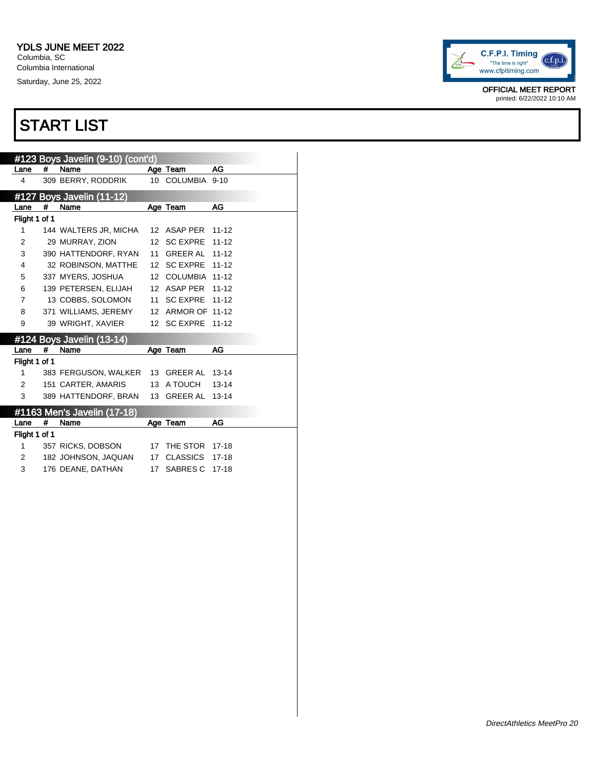YDLS JUNE MEET 2022
Columbia, SC
Columbia International
Saturday, June 25, 2022

C.F.P.I. Timing
"The time is right"
www.cfpitiming.com

OFFICIAL MEET REPORT
printed: 6/22/2022 10:10 AM

# START LIST

## #123 Boys Javelin (9-10) (cont'd)

| Lane | # | Name | Age | Team | AG |
|---|---|---|---|---|---|
| 4 | 309 | BERRY, RODDRIK | 10 | COLUMBIA | 9-10 |

## #127 Boys Javelin (11-12)

Flight 1 of 1

| Lane | # | Name | Age | Team | AG |
|---|---|---|---|---|---|
| 1 | 144 | WALTERS JR, MICHA | 12 | ASAP PER | 11-12 |
| 2 | 29 | MURRAY, ZION | 12 | SC EXPRE | 11-12 |
| 3 | 390 | HATTENDORF, RYAN | 11 | GREER AL | 11-12 |
| 4 | 32 | ROBINSON, MATTHE | 12 | SC EXPRE | 11-12 |
| 5 | 337 | MYERS, JOSHUA | 12 | COLUMBIA | 11-12 |
| 6 | 139 | PETERSEN, ELIJAH | 12 | ASAP PER | 11-12 |
| 7 | 13 | COBBS, SOLOMON | 11 | SC EXPRE | 11-12 |
| 8 | 371 | WILLIAMS, JEREMY | 12 | ARMOR OF | 11-12 |
| 9 | 39 | WRIGHT, XAVIER | 12 | SC EXPRE | 11-12 |

## #124 Boys Javelin (13-14)

Flight 1 of 1

| Lane | # | Name | Age | Team | AG |
|---|---|---|---|---|---|
| 1 | 383 | FERGUSON, WALKER | 13 | GREER AL | 13-14 |
| 2 | 151 | CARTER, AMARIS | 13 | A TOUCH | 13-14 |
| 3 | 389 | HATTENDORF, BRAN | 13 | GREER AL | 13-14 |

## #1163 Men's Javelin (17-18)

Flight 1 of 1

| Lane | # | Name | Age | Team | AG |
|---|---|---|---|---|---|
| 1 | 357 | RICKS, DOBSON | 17 | THE STOR | 17-18 |
| 2 | 182 | JOHNSON, JAQUAN | 17 | CLASSICS | 17-18 |
| 3 | 176 | DEANE, DATHAN | 17 | SABRES C | 17-18 |

*DirectAthletics MeetPro 20*